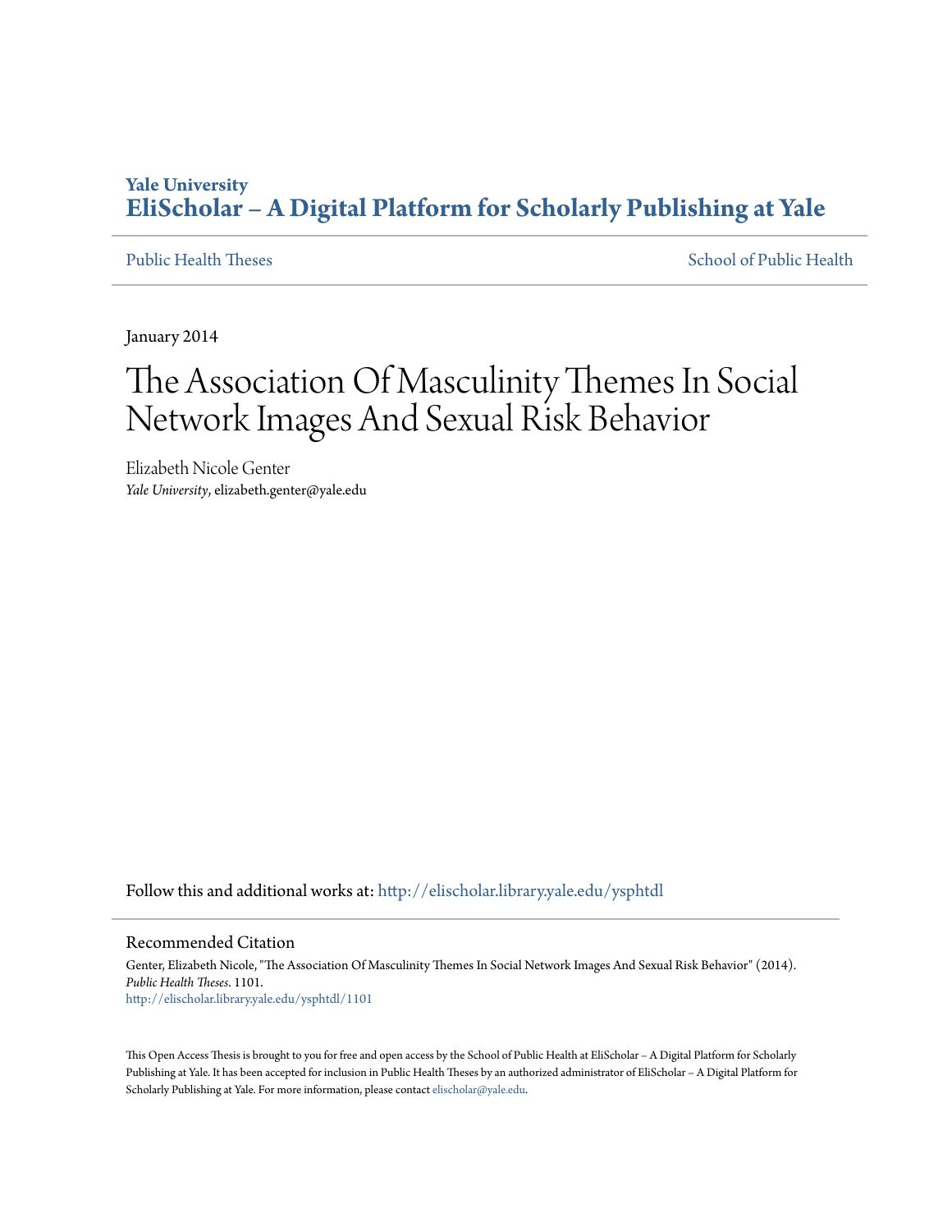Yale University
**EliScholar – A Digital Platform for Scholarly Publishing at Yale**

Public Health Theses | School of Public Health

January 2014

# The Association Of Masculinity Themes In Social Network Images And Sexual Risk Behavior

Elizabeth Nicole Genter
*Yale University*, elizabeth.genter@yale.edu

Follow this and additional works at: http://elischolar.library.yale.edu/ysphtdl

## Recommended Citation

Genter, Elizabeth Nicole, "The Association Of Masculinity Themes In Social Network Images And Sexual Risk Behavior" (2014). *Public Health Theses*. 1101.
http://elischolar.library.yale.edu/ysphtdl/1101

This Open Access Thesis is brought to you for free and open access by the School of Public Health at EliScholar – A Digital Platform for Scholarly Publishing at Yale. It has been accepted for inclusion in Public Health Theses by an authorized administrator of EliScholar – A Digital Platform for Scholarly Publishing at Yale. For more information, please contact elischolar@yale.edu.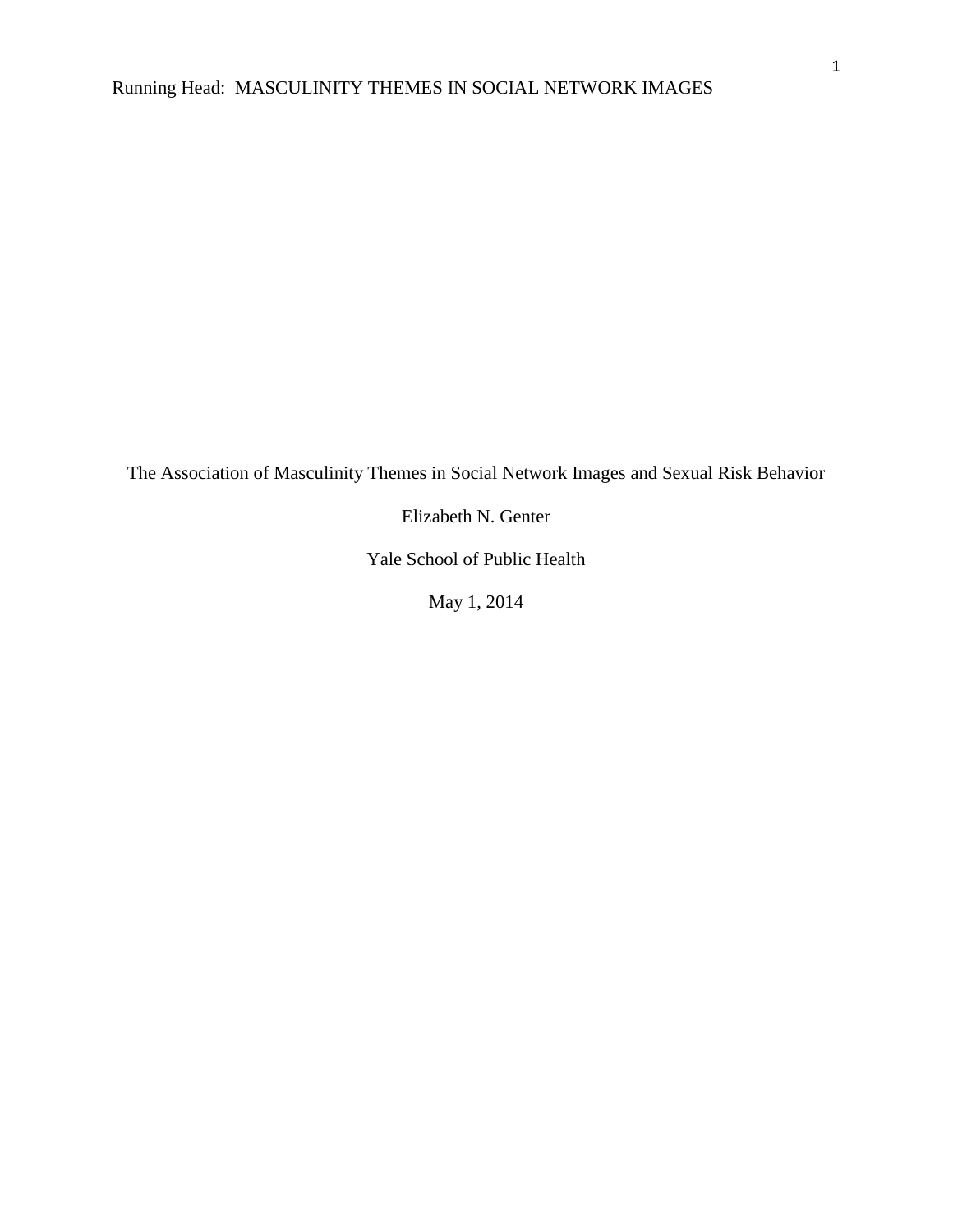The Association of Masculinity Themes in Social Network Images and Sexual Risk Behavior

Elizabeth N. Genter

Yale School of Public Health

May 1, 2014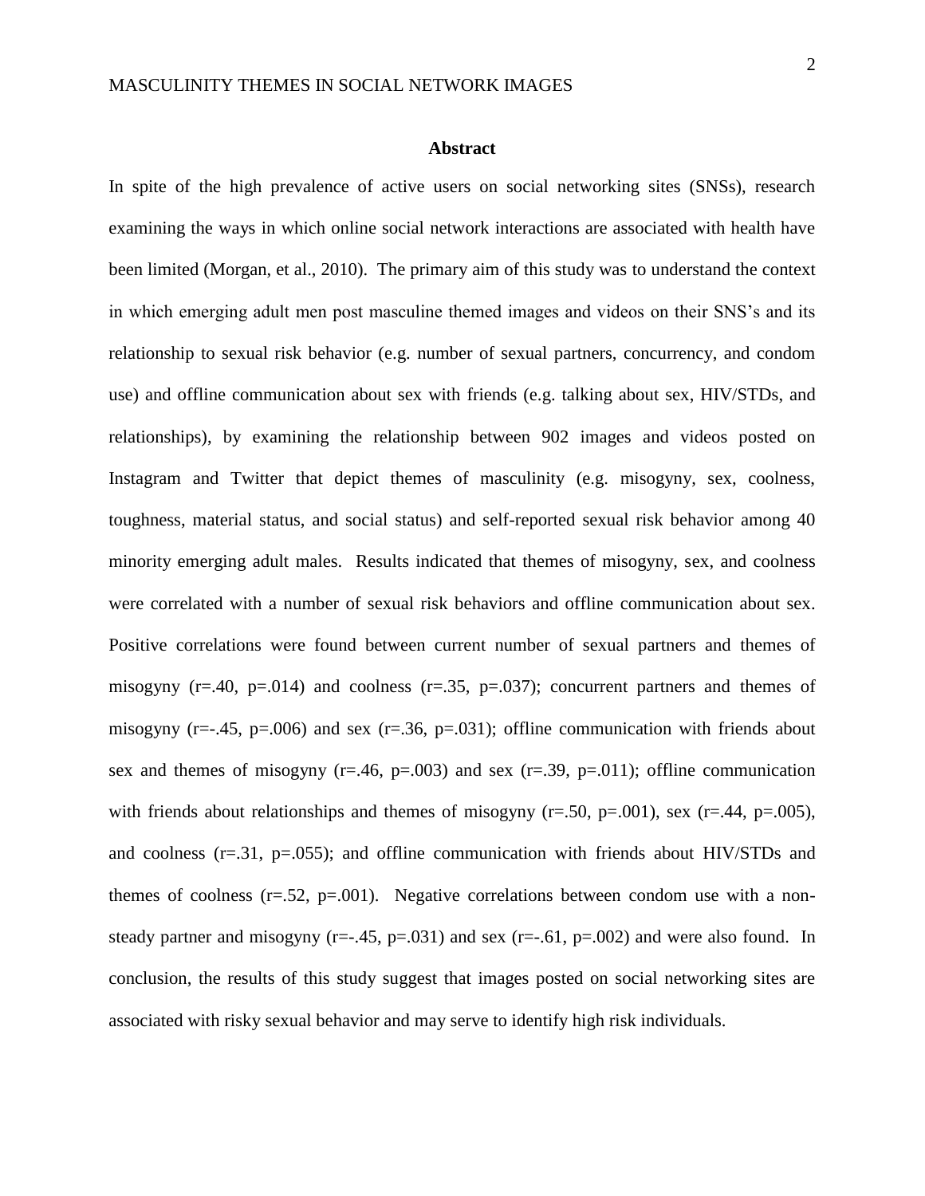## Abstract

In spite of the high prevalence of active users on social networking sites (SNSs), research examining the ways in which online social network interactions are associated with health have been limited (Morgan, et al., 2010). The primary aim of this study was to understand the context in which emerging adult men post masculine themed images and videos on their SNS's and its relationship to sexual risk behavior (e.g. number of sexual partners, concurrency, and condom use) and offline communication about sex with friends (e.g. talking about sex, HIV/STDs, and relationships), by examining the relationship between 902 images and videos posted on Instagram and Twitter that depict themes of masculinity (e.g. misogyny, sex, coolness, toughness, material status, and social status) and self-reported sexual risk behavior among 40 minority emerging adult males. Results indicated that themes of misogyny, sex, and coolness were correlated with a number of sexual risk behaviors and offline communication about sex. Positive correlations were found between current number of sexual partners and themes of misogyny ($r=.40$, $p=.014$) and coolness ($r=.35$, $p=.037$); concurrent partners and themes of misogyny ($r=-.45$, $p=.006$) and sex ($r=.36$, $p=.031$); offline communication with friends about sex and themes of misogyny ($r=.46$, $p=.003$) and sex ($r=.39$, $p=.011$); offline communication with friends about relationships and themes of misogyny ($r=.50$, $p=.001$), sex ($r=.44$, $p=.005$), and coolness ($r=.31$, $p=.055$); and offline communication with friends about HIV/STDs and themes of coolness ($r=.52$, $p=.001$). Negative correlations between condom use with a non-steady partner and misogyny ($r=-.45$, $p=.031$) and sex ($r=-.61$, $p=.002$) and were also found. In conclusion, the results of this study suggest that images posted on social networking sites are associated with risky sexual behavior and may serve to identify high risk individuals.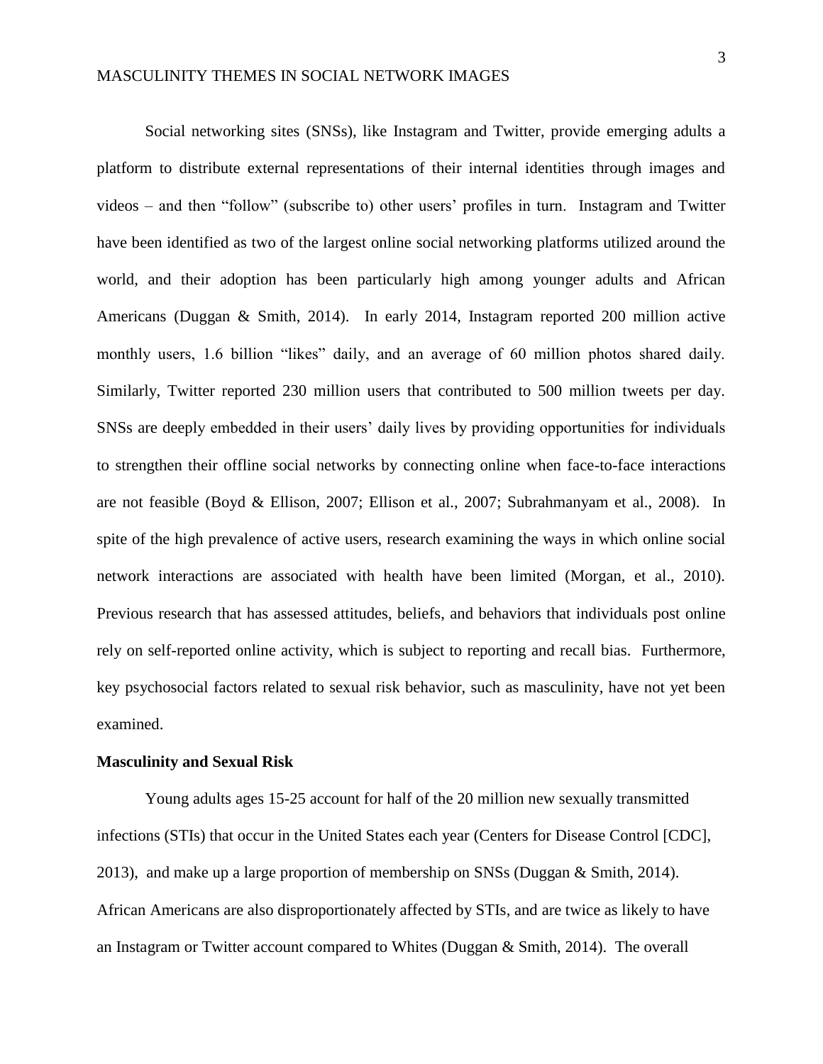Social networking sites (SNSs), like Instagram and Twitter, provide emerging adults a platform to distribute external representations of their internal identities through images and videos – and then "follow" (subscribe to) other users' profiles in turn. Instagram and Twitter have been identified as two of the largest online social networking platforms utilized around the world, and their adoption has been particularly high among younger adults and African Americans (Duggan & Smith, 2014). In early 2014, Instagram reported 200 million active monthly users, 1.6 billion "likes" daily, and an average of 60 million photos shared daily. Similarly, Twitter reported 230 million users that contributed to 500 million tweets per day. SNSs are deeply embedded in their users' daily lives by providing opportunities for individuals to strengthen their offline social networks by connecting online when face-to-face interactions are not feasible (Boyd & Ellison, 2007; Ellison et al., 2007; Subrahmanyam et al., 2008). In spite of the high prevalence of active users, research examining the ways in which online social network interactions are associated with health have been limited (Morgan, et al., 2010). Previous research that has assessed attitudes, beliefs, and behaviors that individuals post online rely on self-reported online activity, which is subject to reporting and recall bias. Furthermore, key psychosocial factors related to sexual risk behavior, such as masculinity, have not yet been examined.

**Masculinity and Sexual Risk**

Young adults ages 15-25 account for half of the 20 million new sexually transmitted infections (STIs) that occur in the United States each year (Centers for Disease Control [CDC], 2013), and make up a large proportion of membership on SNSs (Duggan & Smith, 2014). African Americans are also disproportionately affected by STIs, and are twice as likely to have an Instagram or Twitter account compared to Whites (Duggan & Smith, 2014). The overall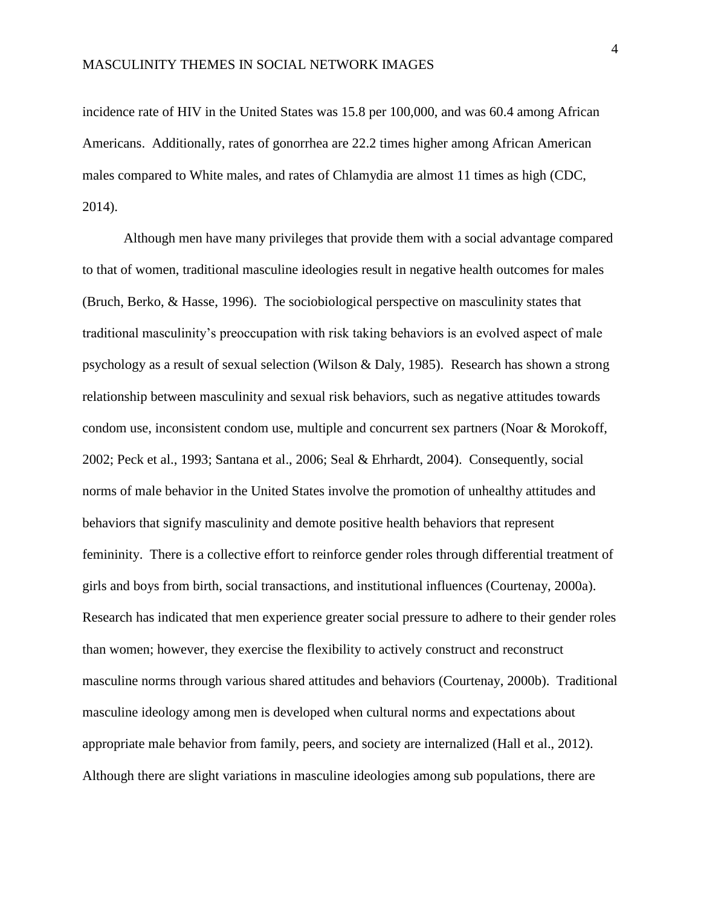incidence rate of HIV in the United States was 15.8 per 100,000, and was 60.4 among African Americans. Additionally, rates of gonorrhea are 22.2 times higher among African American males compared to White males, and rates of Chlamydia are almost 11 times as high (CDC, 2014).

Although men have many privileges that provide them with a social advantage compared to that of women, traditional masculine ideologies result in negative health outcomes for males (Bruch, Berko, & Hasse, 1996). The sociobiological perspective on masculinity states that traditional masculinity's preoccupation with risk taking behaviors is an evolved aspect of male psychology as a result of sexual selection (Wilson & Daly, 1985). Research has shown a strong relationship between masculinity and sexual risk behaviors, such as negative attitudes towards condom use, inconsistent condom use, multiple and concurrent sex partners (Noar & Morokoff, 2002; Peck et al., 1993; Santana et al., 2006; Seal & Ehrhardt, 2004). Consequently, social norms of male behavior in the United States involve the promotion of unhealthy attitudes and behaviors that signify masculinity and demote positive health behaviors that represent femininity. There is a collective effort to reinforce gender roles through differential treatment of girls and boys from birth, social transactions, and institutional influences (Courtenay, 2000a). Research has indicated that men experience greater social pressure to adhere to their gender roles than women; however, they exercise the flexibility to actively construct and reconstruct masculine norms through various shared attitudes and behaviors (Courtenay, 2000b). Traditional masculine ideology among men is developed when cultural norms and expectations about appropriate male behavior from family, peers, and society are internalized (Hall et al., 2012). Although there are slight variations in masculine ideologies among sub populations, there are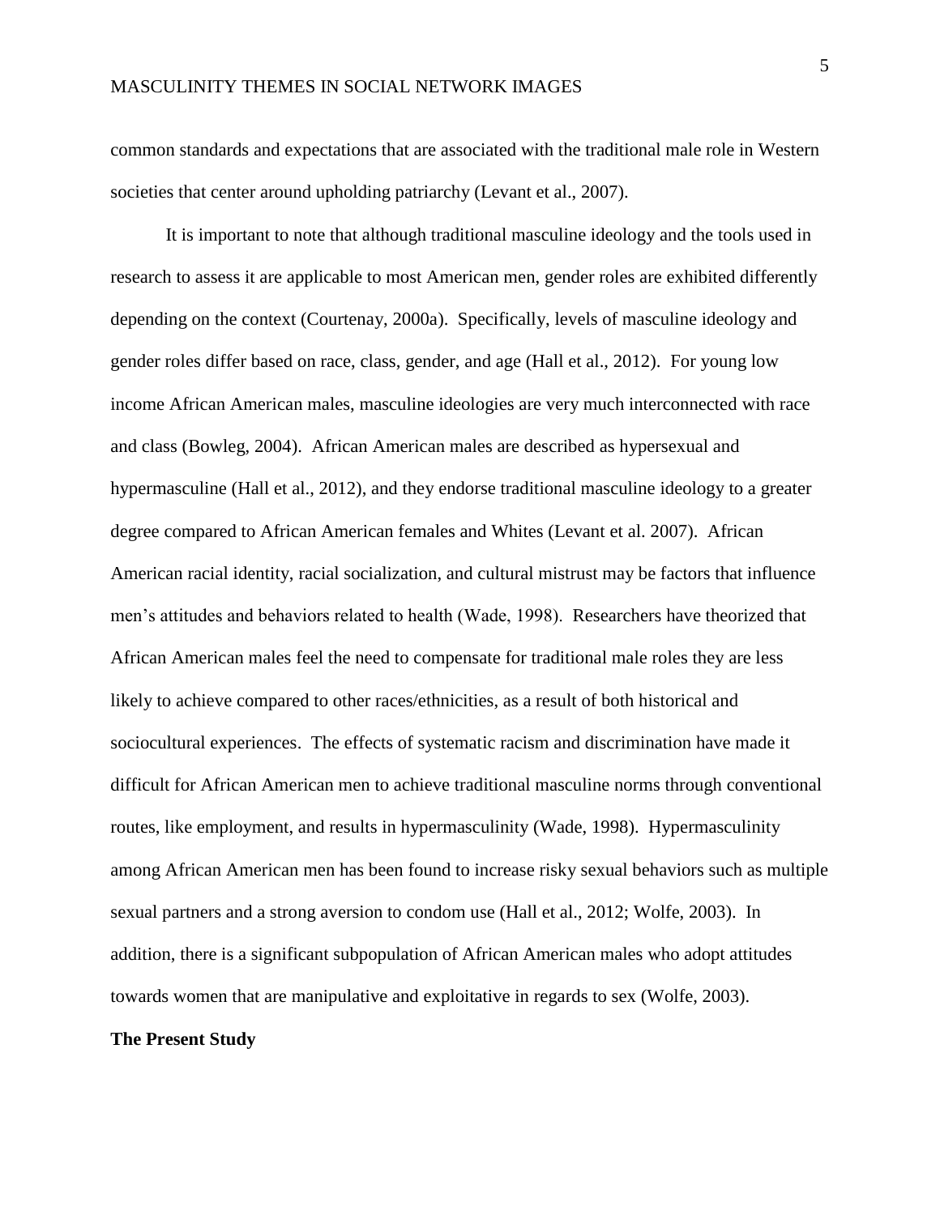common standards and expectations that are associated with the traditional male role in Western societies that center around upholding patriarchy (Levant et al., 2007).

It is important to note that although traditional masculine ideology and the tools used in research to assess it are applicable to most American men, gender roles are exhibited differently depending on the context (Courtenay, 2000a). Specifically, levels of masculine ideology and gender roles differ based on race, class, gender, and age (Hall et al., 2012). For young low income African American males, masculine ideologies are very much interconnected with race and class (Bowleg, 2004). African American males are described as hypersexual and hypermasculine (Hall et al., 2012), and they endorse traditional masculine ideology to a greater degree compared to African American females and Whites (Levant et al. 2007). African American racial identity, racial socialization, and cultural mistrust may be factors that influence men's attitudes and behaviors related to health (Wade, 1998). Researchers have theorized that African American males feel the need to compensate for traditional male roles they are less likely to achieve compared to other races/ethnicities, as a result of both historical and sociocultural experiences. The effects of systematic racism and discrimination have made it difficult for African American men to achieve traditional masculine norms through conventional routes, like employment, and results in hypermasculinity (Wade, 1998). Hypermasculinity among African American men has been found to increase risky sexual behaviors such as multiple sexual partners and a strong aversion to condom use (Hall et al., 2012; Wolfe, 2003). In addition, there is a significant subpopulation of African American males who adopt attitudes towards women that are manipulative and exploitative in regards to sex (Wolfe, 2003).

## The Present Study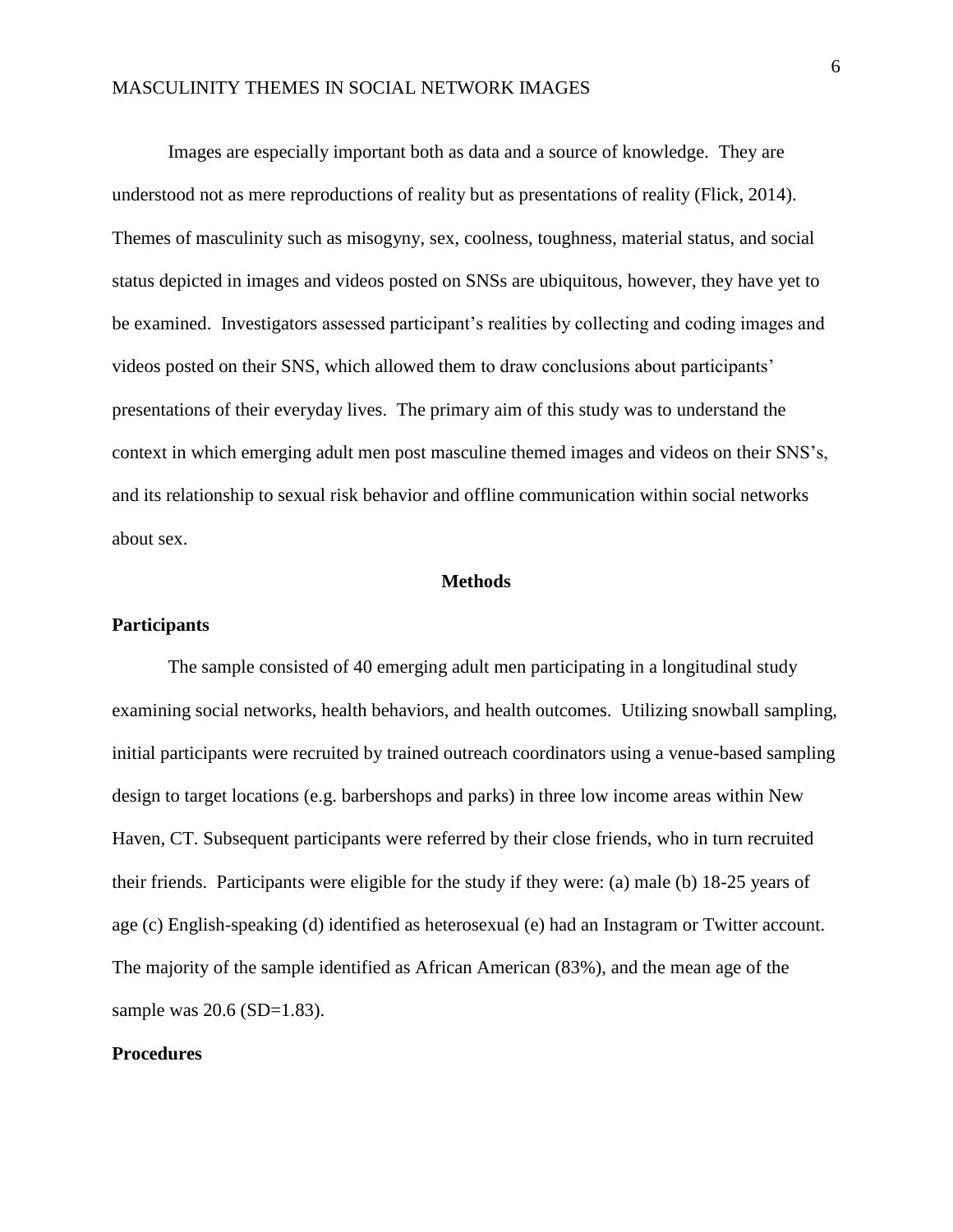Images are especially important both as data and a source of knowledge. They are understood not as mere reproductions of reality but as presentations of reality (Flick, 2014). Themes of masculinity such as misogyny, sex, coolness, toughness, material status, and social status depicted in images and videos posted on SNSs are ubiquitous, however, they have yet to be examined. Investigators assessed participant's realities by collecting and coding images and videos posted on their SNS, which allowed them to draw conclusions about participants' presentations of their everyday lives. The primary aim of this study was to understand the context in which emerging adult men post masculine themed images and videos on their SNS's, and its relationship to sexual risk behavior and offline communication within social networks about sex.

## Methods

### Participants

The sample consisted of 40 emerging adult men participating in a longitudinal study examining social networks, health behaviors, and health outcomes. Utilizing snowball sampling, initial participants were recruited by trained outreach coordinators using a venue-based sampling design to target locations (e.g. barbershops and parks) in three low income areas within New Haven, CT. Subsequent participants were referred by their close friends, who in turn recruited their friends. Participants were eligible for the study if they were: (a) male (b) 18-25 years of age (c) English-speaking (d) identified as heterosexual (e) had an Instagram or Twitter account. The majority of the sample identified as African American (83%), and the mean age of the sample was 20.6 (SD=1.83).

### Procedures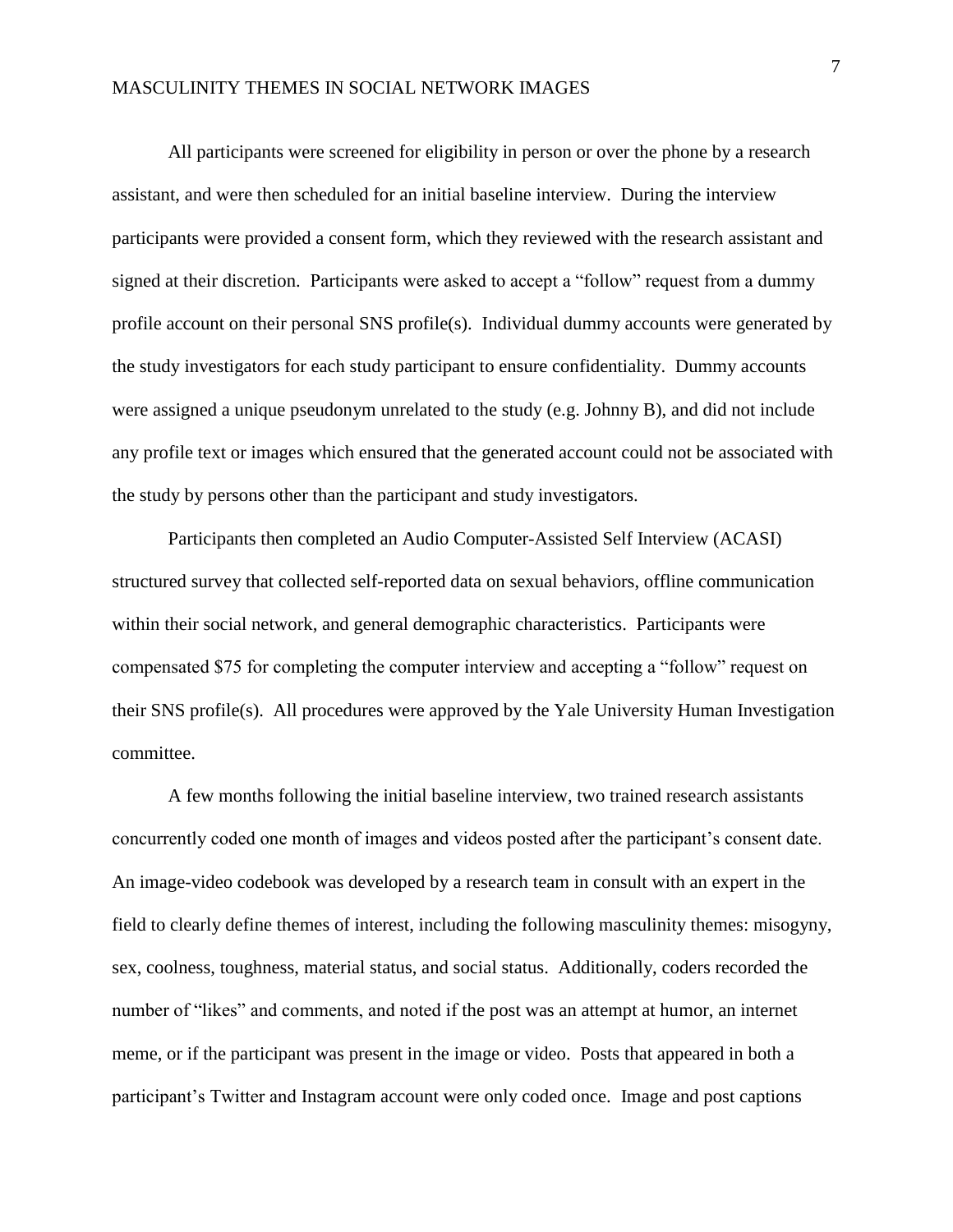All participants were screened for eligibility in person or over the phone by a research assistant, and were then scheduled for an initial baseline interview. During the interview participants were provided a consent form, which they reviewed with the research assistant and signed at their discretion. Participants were asked to accept a "follow" request from a dummy profile account on their personal SNS profile(s). Individual dummy accounts were generated by the study investigators for each study participant to ensure confidentiality. Dummy accounts were assigned a unique pseudonym unrelated to the study (e.g. Johnny B), and did not include any profile text or images which ensured that the generated account could not be associated with the study by persons other than the participant and study investigators.

Participants then completed an Audio Computer-Assisted Self Interview (ACASI) structured survey that collected self-reported data on sexual behaviors, offline communication within their social network, and general demographic characteristics. Participants were compensated $75 for completing the computer interview and accepting a "follow" request on their SNS profile(s). All procedures were approved by the Yale University Human Investigation committee.

A few months following the initial baseline interview, two trained research assistants concurrently coded one month of images and videos posted after the participant's consent date. An image-video codebook was developed by a research team in consult with an expert in the field to clearly define themes of interest, including the following masculinity themes: misogyny, sex, coolness, toughness, material status, and social status. Additionally, coders recorded the number of "likes" and comments, and noted if the post was an attempt at humor, an internet meme, or if the participant was present in the image or video. Posts that appeared in both a participant's Twitter and Instagram account were only coded once. Image and post captions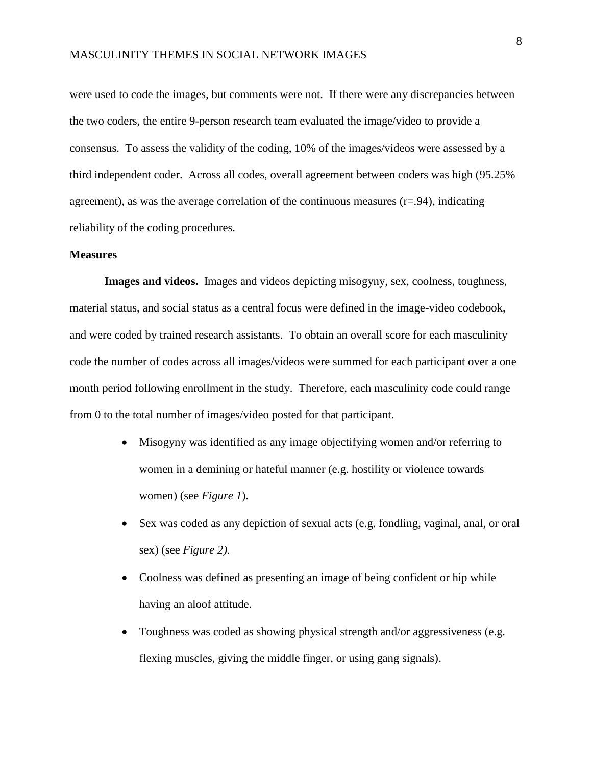were used to code the images, but comments were not. If there were any discrepancies between the two coders, the entire 9-person research team evaluated the image/video to provide a consensus. To assess the validity of the coding, 10% of the images/videos were assessed by a third independent coder. Across all codes, overall agreement between coders was high (95.25% agreement), as was the average correlation of the continuous measures ($r=.94$), indicating reliability of the coding procedures.

**Measures**

**Images and videos.** Images and videos depicting misogyny, sex, coolness, toughness, material status, and social status as a central focus were defined in the image-video codebook, and were coded by trained research assistants. To obtain an overall score for each masculinity code the number of codes across all images/videos were summed for each participant over a one month period following enrollment in the study. Therefore, each masculinity code could range from 0 to the total number of images/video posted for that participant.

- Misogyny was identified as any image objectifying women and/or referring to women in a demining or hateful manner (e.g. hostility or violence towards women) (see *Figure 1*).
- Sex was coded as any depiction of sexual acts (e.g. fondling, vaginal, anal, or oral sex) (see *Figure 2)*.
- Coolness was defined as presenting an image of being confident or hip while having an aloof attitude.
- Toughness was coded as showing physical strength and/or aggressiveness (e.g. flexing muscles, giving the middle finger, or using gang signals).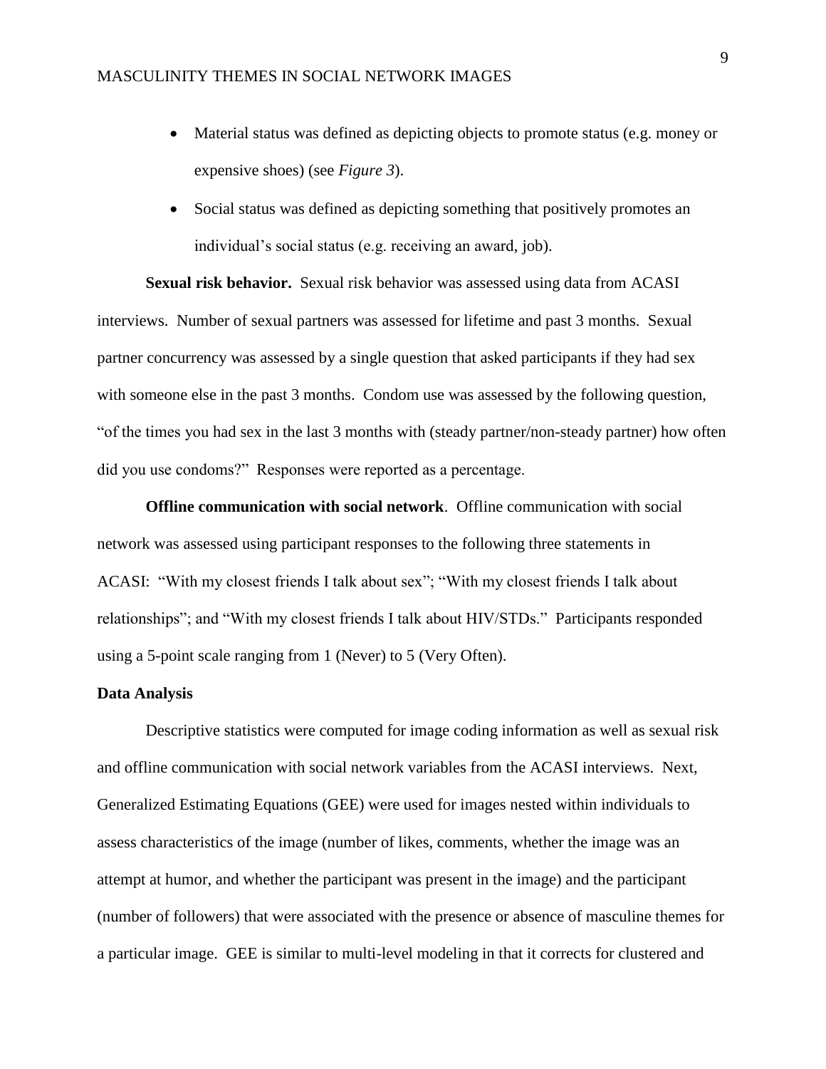- Material status was defined as depicting objects to promote status (e.g. money or expensive shoes) (see *Figure 3*).
- Social status was defined as depicting something that positively promotes an individual's social status (e.g. receiving an award, job).

**Sexual risk behavior.** Sexual risk behavior was assessed using data from ACASI interviews. Number of sexual partners was assessed for lifetime and past 3 months. Sexual partner concurrency was assessed by a single question that asked participants if they had sex with someone else in the past 3 months. Condom use was assessed by the following question, "of the times you had sex in the last 3 months with (steady partner/non-steady partner) how often did you use condoms?" Responses were reported as a percentage.

**Offline communication with social network**. Offline communication with social network was assessed using participant responses to the following three statements in ACASI: "With my closest friends I talk about sex"; "With my closest friends I talk about relationships"; and "With my closest friends I talk about HIV/STDs." Participants responded using a 5-point scale ranging from 1 (Never) to 5 (Very Often).

**Data Analysis**

Descriptive statistics were computed for image coding information as well as sexual risk and offline communication with social network variables from the ACASI interviews. Next, Generalized Estimating Equations (GEE) were used for images nested within individuals to assess characteristics of the image (number of likes, comments, whether the image was an attempt at humor, and whether the participant was present in the image) and the participant (number of followers) that were associated with the presence or absence of masculine themes for a particular image. GEE is similar to multi-level modeling in that it corrects for clustered and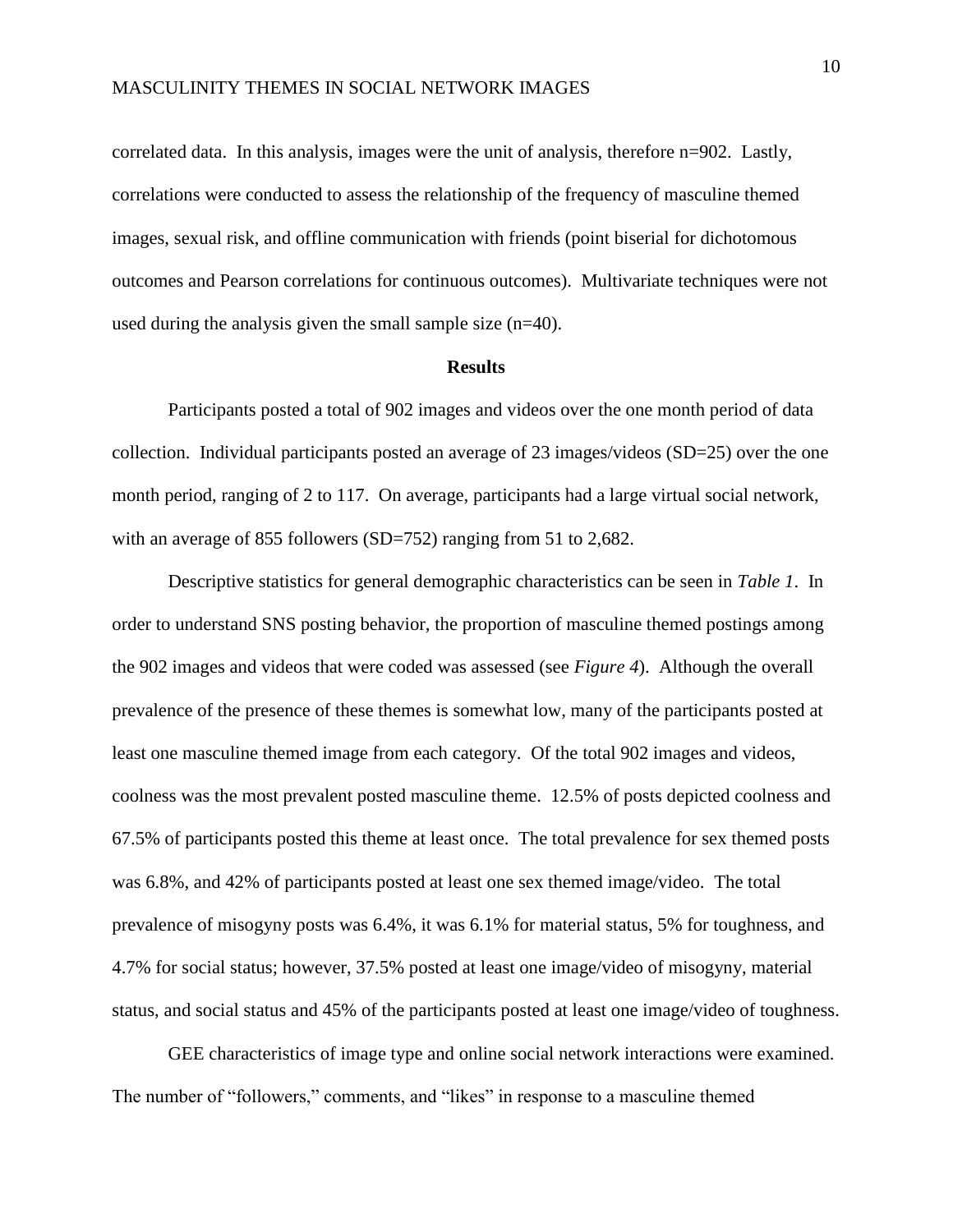correlated data. In this analysis, images were the unit of analysis, therefore n=902. Lastly, correlations were conducted to assess the relationship of the frequency of masculine themed images, sexual risk, and offline communication with friends (point biserial for dichotomous outcomes and Pearson correlations for continuous outcomes). Multivariate techniques were not used during the analysis given the small sample size (n=40).

## Results

Participants posted a total of 902 images and videos over the one month period of data collection. Individual participants posted an average of 23 images/videos (SD=25) over the one month period, ranging of 2 to 117. On average, participants had a large virtual social network, with an average of 855 followers (SD=752) ranging from 51 to 2,682.

Descriptive statistics for general demographic characteristics can be seen in *Table 1*. In order to understand SNS posting behavior, the proportion of masculine themed postings among the 902 images and videos that were coded was assessed (see *Figure 4*). Although the overall prevalence of the presence of these themes is somewhat low, many of the participants posted at least one masculine themed image from each category. Of the total 902 images and videos, coolness was the most prevalent posted masculine theme. 12.5% of posts depicted coolness and 67.5% of participants posted this theme at least once. The total prevalence for sex themed posts was 6.8%, and 42% of participants posted at least one sex themed image/video. The total prevalence of misogyny posts was 6.4%, it was 6.1% for material status, 5% for toughness, and 4.7% for social status; however, 37.5% posted at least one image/video of misogyny, material status, and social status and 45% of the participants posted at least one image/video of toughness.

GEE characteristics of image type and online social network interactions were examined. The number of "followers," comments, and "likes" in response to a masculine themed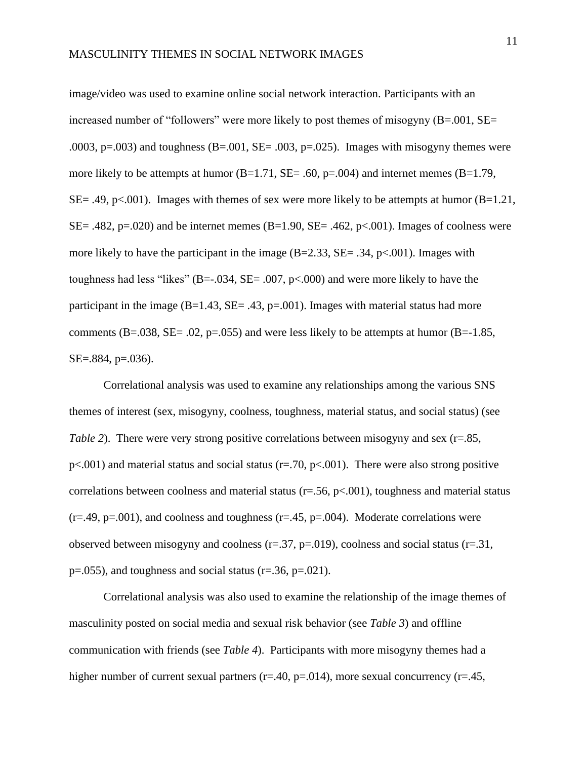image/video was used to examine online social network interaction. Participants with an increased number of "followers" were more likely to post themes of misogyny (B=.001, SE= .0003, p=.003) and toughness (B=.001, SE= .003, p=.025). Images with misogyny themes were more likely to be attempts at humor (B=1.71, SE= .60, p=.004) and internet memes (B=1.79, SE= .49, p<.001). Images with themes of sex were more likely to be attempts at humor (B=1.21, SE= .482, p=.020) and be internet memes (B=1.90, SE= .462, p<.001). Images of coolness were more likely to have the participant in the image (B=2.33, SE= .34, p<.001). Images with toughness had less "likes" (B=-.034, SE= .007, p<.000) and were more likely to have the participant in the image (B=1.43, SE= .43, p=.001). Images with material status had more comments (B=.038, SE= .02, p=.055) and were less likely to be attempts at humor (B=-1.85, SE=.884, p=.036).

Correlational analysis was used to examine any relationships among the various SNS themes of interest (sex, misogyny, coolness, toughness, material status, and social status) (see *Table 2*). There were very strong positive correlations between misogyny and sex (r=.85, p<.001) and material status and social status (r=.70, p<.001). There were also strong positive correlations between coolness and material status (r=.56, p<.001), toughness and material status (r=.49, p=.001), and coolness and toughness (r=.45, p=.004). Moderate correlations were observed between misogyny and coolness (r=.37, p=.019), coolness and social status (r=.31, p=.055), and toughness and social status (r=.36, p=.021).

Correlational analysis was also used to examine the relationship of the image themes of masculinity posted on social media and sexual risk behavior (see *Table 3*) and offline communication with friends (see *Table 4*). Participants with more misogyny themes had a higher number of current sexual partners (r=.40, p=.014), more sexual concurrency (r=.45,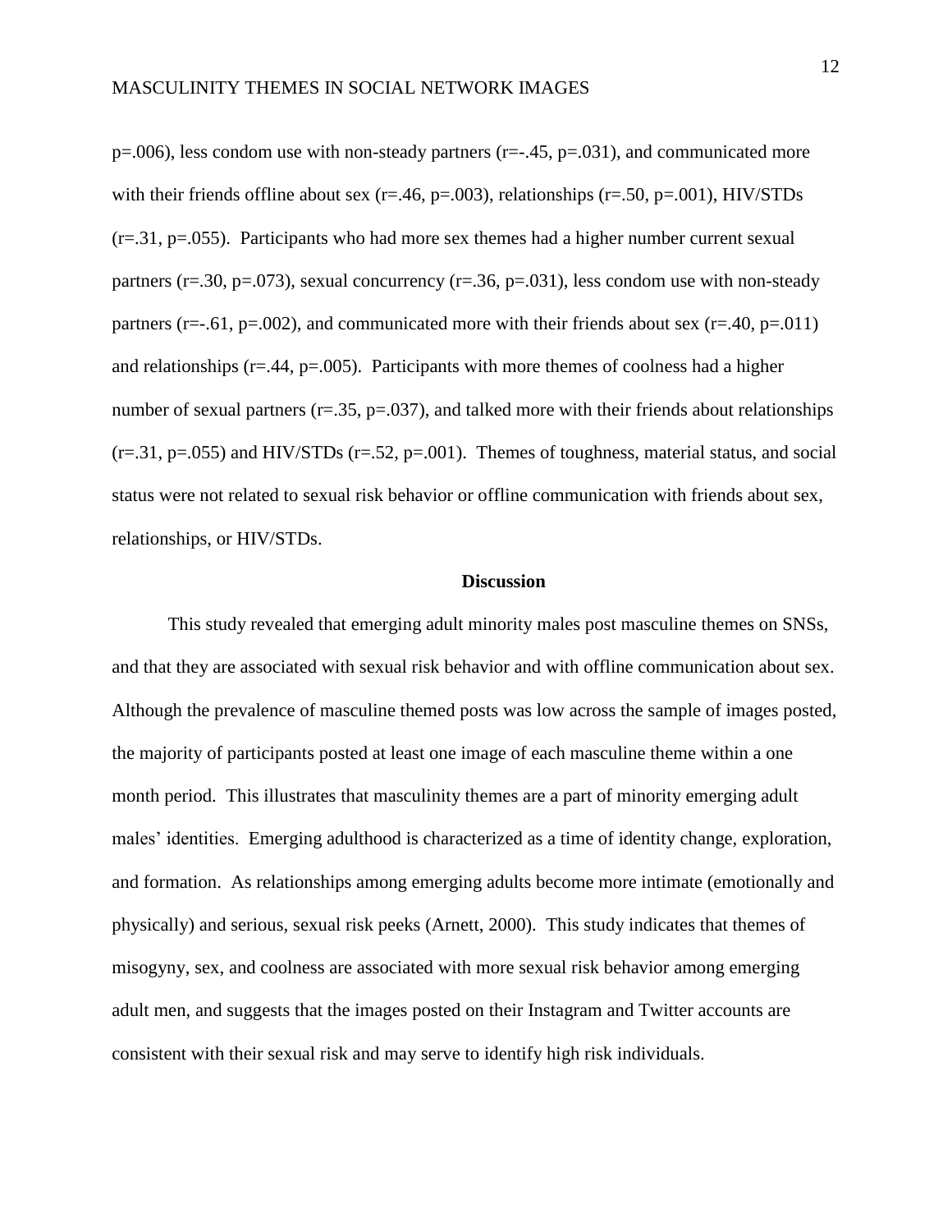p=.006), less condom use with non-steady partners (r=-.45, p=.031), and communicated more with their friends offline about sex (r=.46, p=.003), relationships (r=.50, p=.001), HIV/STDs (r=.31, p=.055). Participants who had more sex themes had a higher number current sexual partners (r=.30, p=.073), sexual concurrency (r=.36, p=.031), less condom use with non-steady partners (r=-.61, p=.002), and communicated more with their friends about sex (r=.40, p=.011) and relationships (r=.44, p=.005). Participants with more themes of coolness had a higher number of sexual partners (r=.35, p=.037), and talked more with their friends about relationships (r=.31, p=.055) and HIV/STDs (r=.52, p=.001). Themes of toughness, material status, and social status were not related to sexual risk behavior or offline communication with friends about sex, relationships, or HIV/STDs.

## Discussion

This study revealed that emerging adult minority males post masculine themes on SNSs, and that they are associated with sexual risk behavior and with offline communication about sex. Although the prevalence of masculine themed posts was low across the sample of images posted, the majority of participants posted at least one image of each masculine theme within a one month period. This illustrates that masculinity themes are a part of minority emerging adult males' identities. Emerging adulthood is characterized as a time of identity change, exploration, and formation. As relationships among emerging adults become more intimate (emotionally and physically) and serious, sexual risk peeks (Arnett, 2000). This study indicates that themes of misogyny, sex, and coolness are associated with more sexual risk behavior among emerging adult men, and suggests that the images posted on their Instagram and Twitter accounts are consistent with their sexual risk and may serve to identify high risk individuals.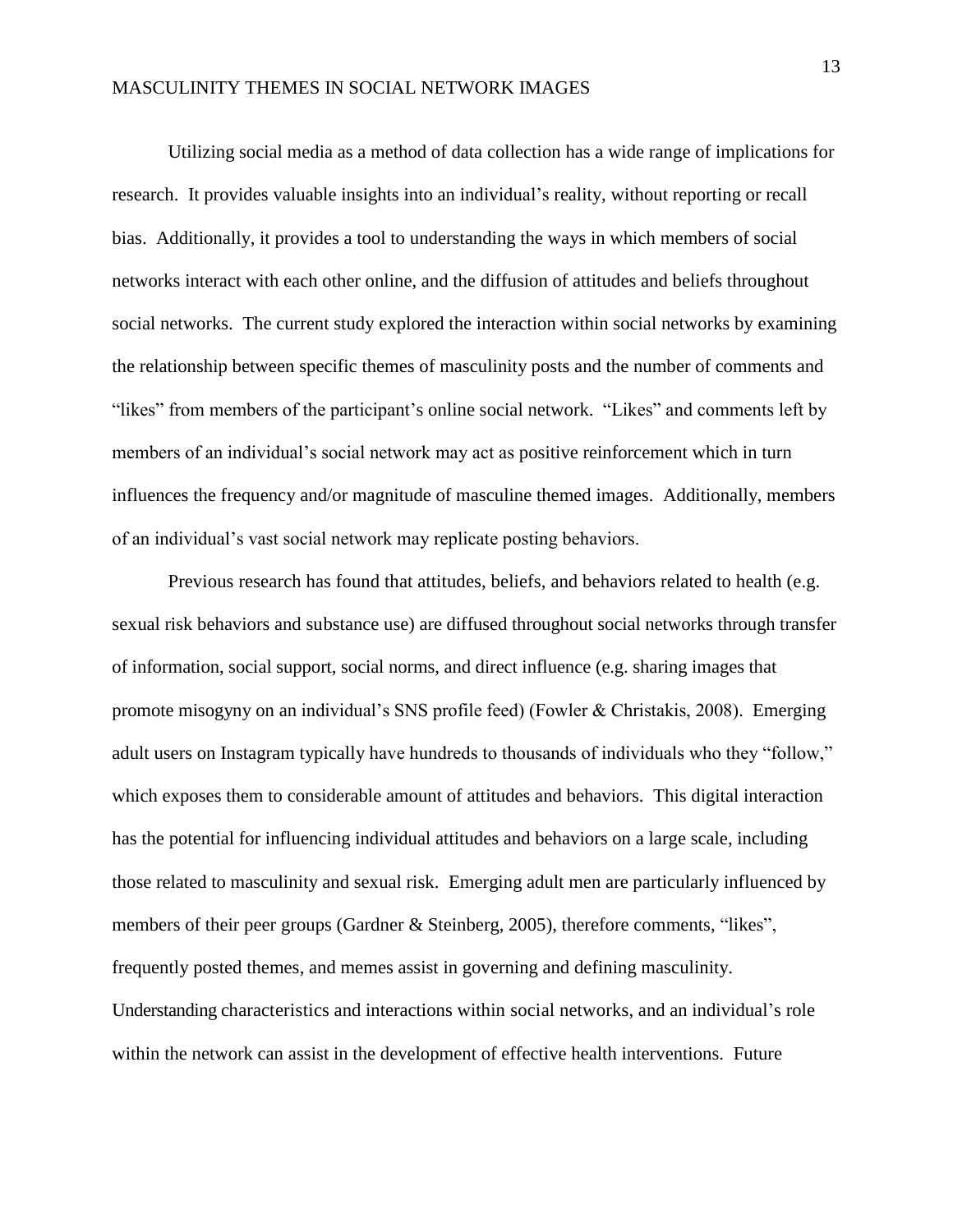Utilizing social media as a method of data collection has a wide range of implications for research. It provides valuable insights into an individual's reality, without reporting or recall bias. Additionally, it provides a tool to understanding the ways in which members of social networks interact with each other online, and the diffusion of attitudes and beliefs throughout social networks. The current study explored the interaction within social networks by examining the relationship between specific themes of masculinity posts and the number of comments and "likes" from members of the participant's online social network. "Likes" and comments left by members of an individual's social network may act as positive reinforcement which in turn influences the frequency and/or magnitude of masculine themed images. Additionally, members of an individual's vast social network may replicate posting behaviors.

Previous research has found that attitudes, beliefs, and behaviors related to health (e.g. sexual risk behaviors and substance use) are diffused throughout social networks through transfer of information, social support, social norms, and direct influence (e.g. sharing images that promote misogyny on an individual's SNS profile feed) (Fowler & Christakis, 2008). Emerging adult users on Instagram typically have hundreds to thousands of individuals who they "follow," which exposes them to considerable amount of attitudes and behaviors. This digital interaction has the potential for influencing individual attitudes and behaviors on a large scale, including those related to masculinity and sexual risk. Emerging adult men are particularly influenced by members of their peer groups (Gardner & Steinberg, 2005), therefore comments, "likes", frequently posted themes, and memes assist in governing and defining masculinity. Understanding characteristics and interactions within social networks, and an individual's role within the network can assist in the development of effective health interventions. Future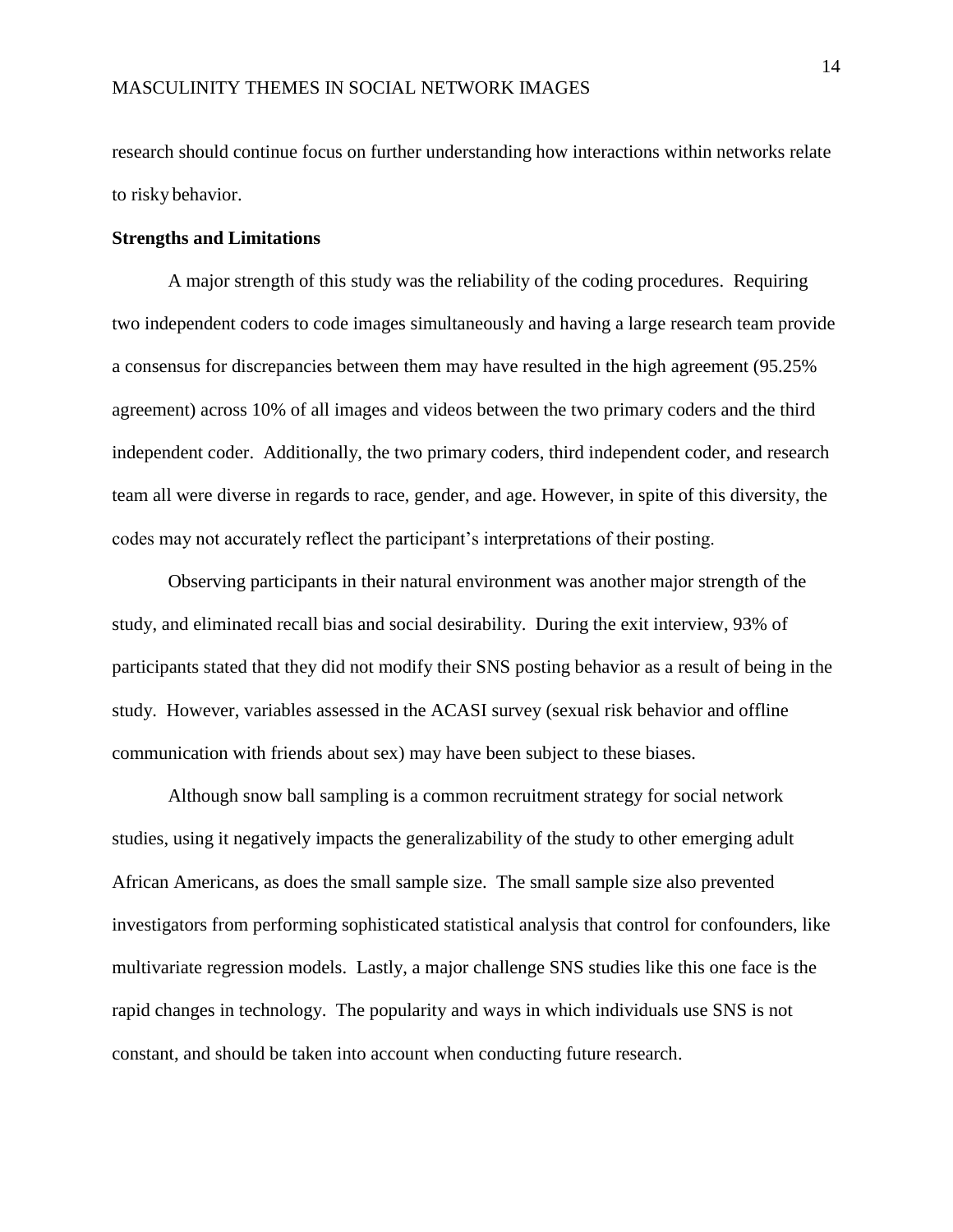research should continue focus on further understanding how interactions within networks relate to risky behavior.

**Strengths and Limitations**

A major strength of this study was the reliability of the coding procedures. Requiring two independent coders to code images simultaneously and having a large research team provide a consensus for discrepancies between them may have resulted in the high agreement (95.25% agreement) across 10% of all images and videos between the two primary coders and the third independent coder. Additionally, the two primary coders, third independent coder, and research team all were diverse in regards to race, gender, and age. However, in spite of this diversity, the codes may not accurately reflect the participant's interpretations of their posting.

Observing participants in their natural environment was another major strength of the study, and eliminated recall bias and social desirability. During the exit interview, 93% of participants stated that they did not modify their SNS posting behavior as a result of being in the study. However, variables assessed in the ACASI survey (sexual risk behavior and offline communication with friends about sex) may have been subject to these biases.

Although snow ball sampling is a common recruitment strategy for social network studies, using it negatively impacts the generalizability of the study to other emerging adult African Americans, as does the small sample size. The small sample size also prevented investigators from performing sophisticated statistical analysis that control for confounders, like multivariate regression models. Lastly, a major challenge SNS studies like this one face is the rapid changes in technology. The popularity and ways in which individuals use SNS is not constant, and should be taken into account when conducting future research.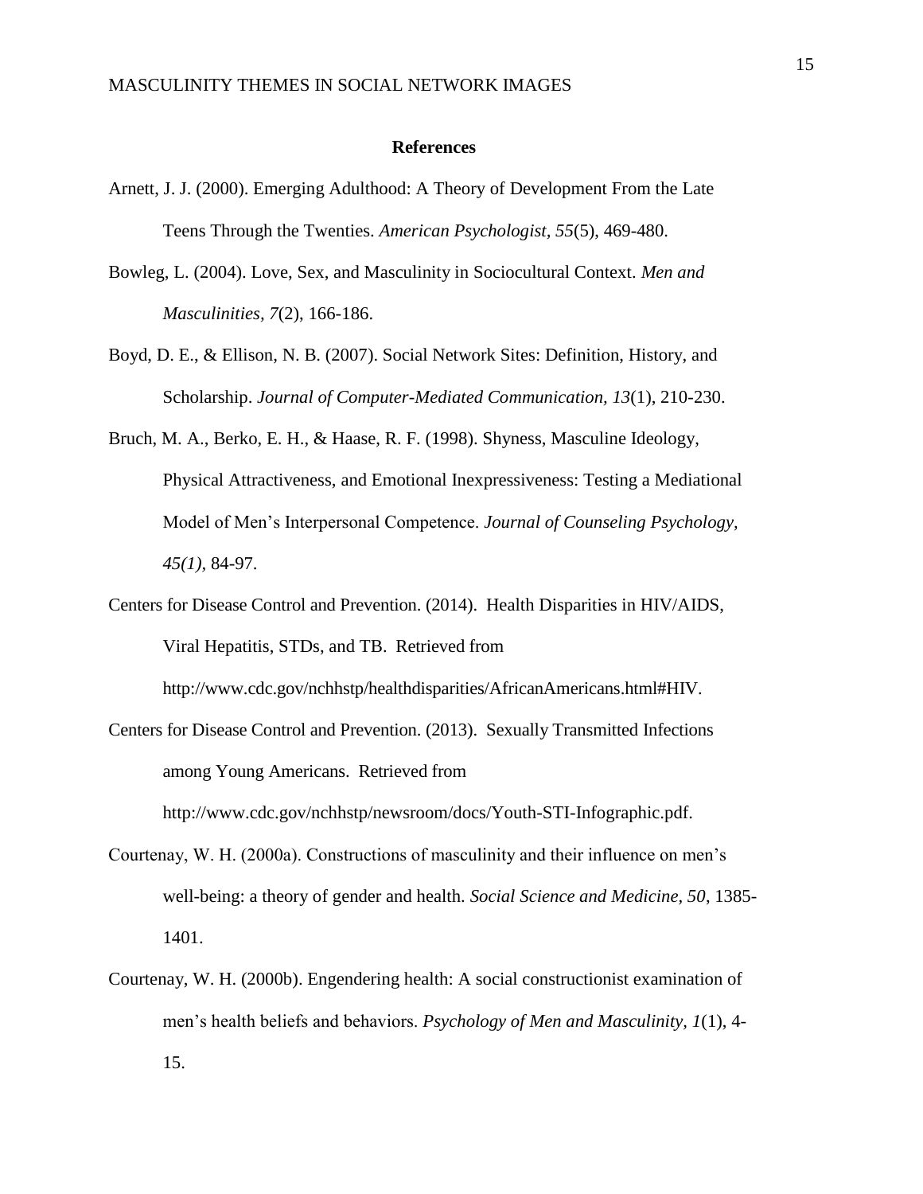## References

Arnett, J. J. (2000). Emerging Adulthood: A Theory of Development From the Late Teens Through the Twenties. *American Psychologist, 55*(5), 469-480.

Bowleg, L. (2004). Love, Sex, and Masculinity in Sociocultural Context. *Men and Masculinities, 7*(2), 166-186.

Boyd, D. E., & Ellison, N. B. (2007). Social Network Sites: Definition, History, and Scholarship. *Journal of Computer-Mediated Communication, 13*(1), 210-230.

Bruch, M. A., Berko, E. H., & Haase, R. F. (1998). Shyness, Masculine Ideology, Physical Attractiveness, and Emotional Inexpressiveness: Testing a Mediational Model of Men's Interpersonal Competence. *Journal of Counseling Psychology, 45(1)*, 84-97.

Centers for Disease Control and Prevention. (2014). Health Disparities in HIV/AIDS, Viral Hepatitis, STDs, and TB. Retrieved from http://www.cdc.gov/nchhstp/healthdisparities/AfricanAmericans.html#HIV.

Centers for Disease Control and Prevention. (2013). Sexually Transmitted Infections among Young Americans. Retrieved from http://www.cdc.gov/nchhstp/newsroom/docs/Youth-STI-Infographic.pdf.

Courtenay, W. H. (2000a). Constructions of masculinity and their influence on men's well-being: a theory of gender and health. *Social Science and Medicine, 50*, 1385-1401.

Courtenay, W. H. (2000b). Engendering health: A social constructionist examination of men's health beliefs and behaviors. *Psychology of Men and Masculinity, 1*(1), 4-15.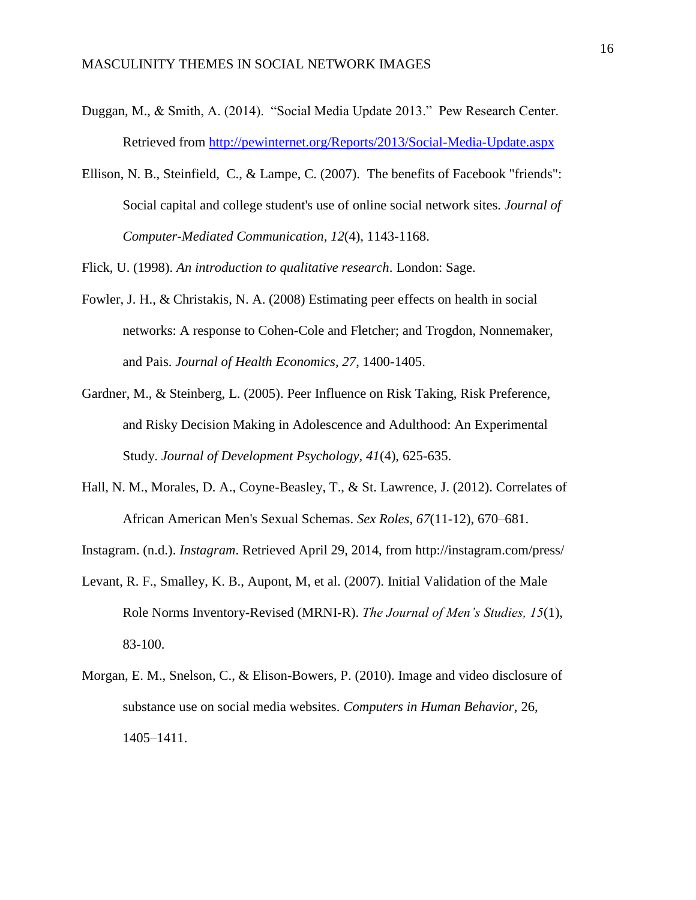Duggan, M., & Smith, A. (2014). "Social Media Update 2013." Pew Research Center. Retrieved from [http://pewinternet.org/Reports/2013/Social-Media-Update.aspx](http://pewinternet.org/Reports/2013/Social-Media-Update.aspx)

Ellison, N. B., Steinfield, C., & Lampe, C. (2007). The benefits of Facebook "friends": Social capital and college student's use of online social network sites. *Journal of Computer-Mediated Communication*, *12*(4), 1143-1168.

Flick, U. (1998). *An introduction to qualitative research*. London: Sage.

Fowler, J. H., & Christakis, N. A. (2008) Estimating peer effects on health in social networks: A response to Cohen-Cole and Fletcher; and Trogdon, Nonnemaker, and Pais. *Journal of Health Economics, 27,* 1400-1405.

Gardner, M., & Steinberg, L. (2005). Peer Influence on Risk Taking, Risk Preference, and Risky Decision Making in Adolescence and Adulthood: An Experimental Study. *Journal of Development Psychology, 41*(4), 625-635.

Hall, N. M., Morales, D. A., Coyne-Beasley, T., & St. Lawrence, J. (2012). Correlates of African American Men's Sexual Schemas. *Sex Roles*, *67*(11-12), 670–681.

Instagram. (n.d.). *Instagram*. Retrieved April 29, 2014, from http://instagram.com/press/

Levant, R. F., Smalley, K. B., Aupont, M, et al. (2007). Initial Validation of the Male Role Norms Inventory-Revised (MRNI-R). *The Journal of Men's Studies, 15*(1), 83-100.

Morgan, E. M., Snelson, C., & Elison-Bowers, P. (2010). Image and video disclosure of substance use on social media websites. *Computers in Human Behavior*, 26, 1405–1411.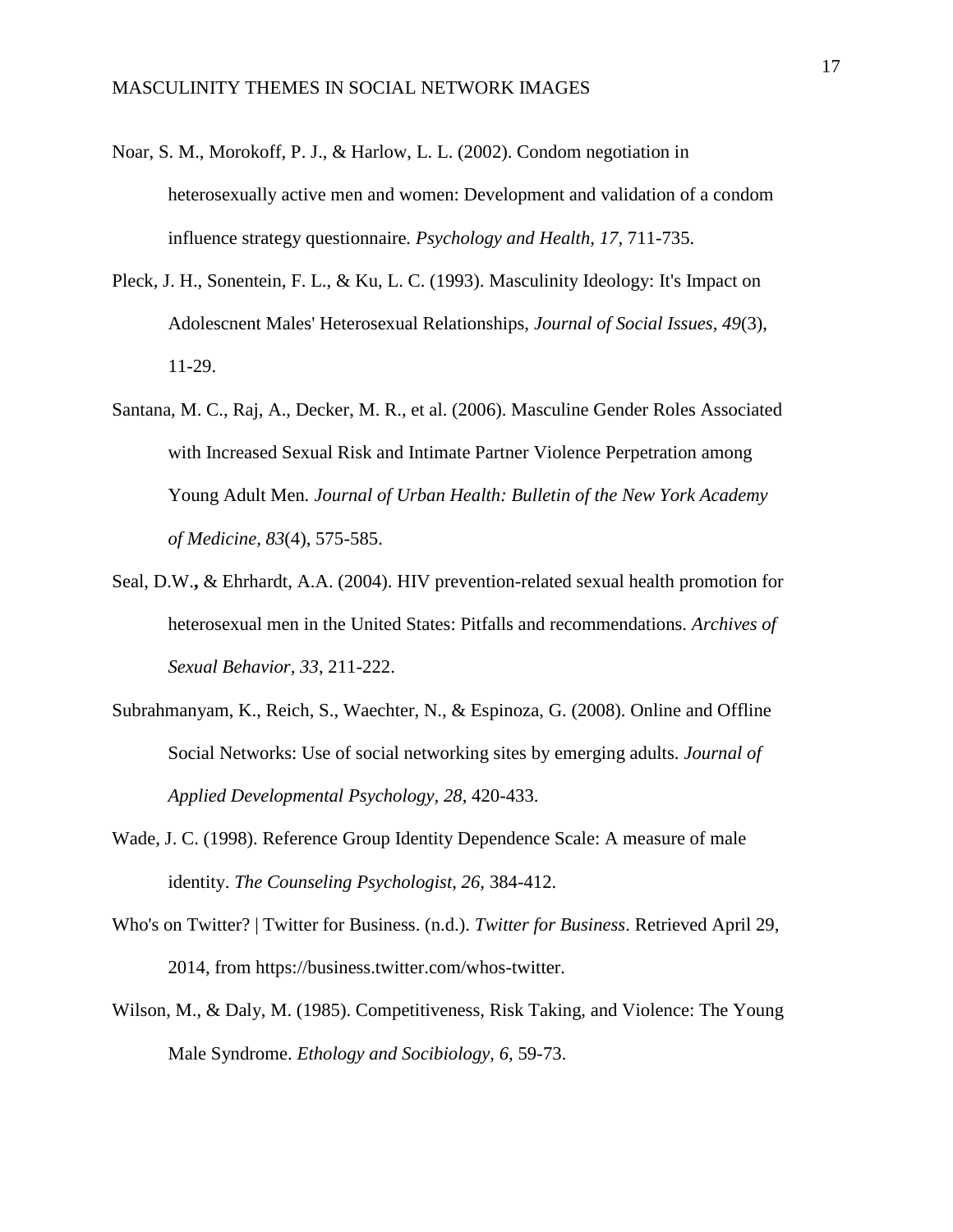Noar, S. M., Morokoff, P. J., & Harlow, L. L. (2002). Condom negotiation in heterosexually active men and women: Development and validation of a condom influence strategy questionnaire. *Psychology and Health, 17*, 711-735.

Pleck, J. H., Sonentein, F. L., & Ku, L. C. (1993). Masculinity Ideology: It's Impact on Adolescnent Males' Heterosexual Relationships, *Journal of Social Issues, 49*(3), 11-29.

Santana, M. C., Raj, A., Decker, M. R., et al. (2006). Masculine Gender Roles Associated with Increased Sexual Risk and Intimate Partner Violence Perpetration among Young Adult Men. *Journal of Urban Health: Bulletin of the New York Academy of Medicine, 83*(4), 575-585.

Seal, D.W.**,** & Ehrhardt, A.A. (2004). HIV prevention-related sexual health promotion for heterosexual men in the United States: Pitfalls and recommendations. *Archives of Sexual Behavior, 33*, 211-222.

Subrahmanyam, K., Reich, S., Waechter, N., & Espinoza, G. (2008). Online and Offline Social Networks: Use of social networking sites by emerging adults. *Journal of Applied Developmental Psychology, 28*, 420-433.

Wade, J. C. (1998). Reference Group Identity Dependence Scale: A measure of male identity. *The Counseling Psychologist, 26*, 384-412.

Who's on Twitter? | Twitter for Business. (n.d.). *Twitter for Business*. Retrieved April 29, 2014, from https://business.twitter.com/whos-twitter.

Wilson, M., & Daly, M. (1985). Competitiveness, Risk Taking, and Violence: The Young Male Syndrome. *Ethology and Socibiology, 6*, 59-73.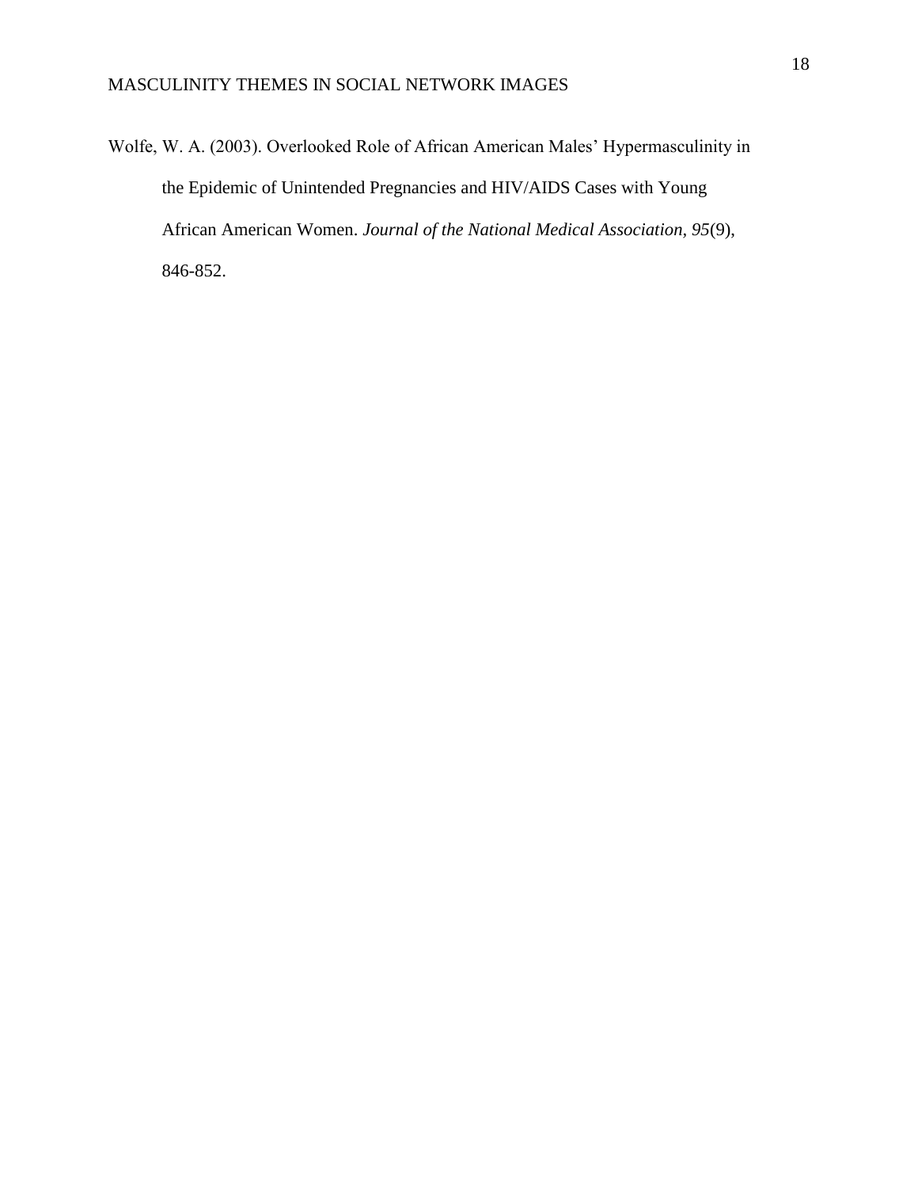Wolfe, W. A. (2003). Overlooked Role of African American Males' Hypermasculinity in the Epidemic of Unintended Pregnancies and HIV/AIDS Cases with Young African American Women. *Journal of the National Medical Association, 95*(9), 846-852.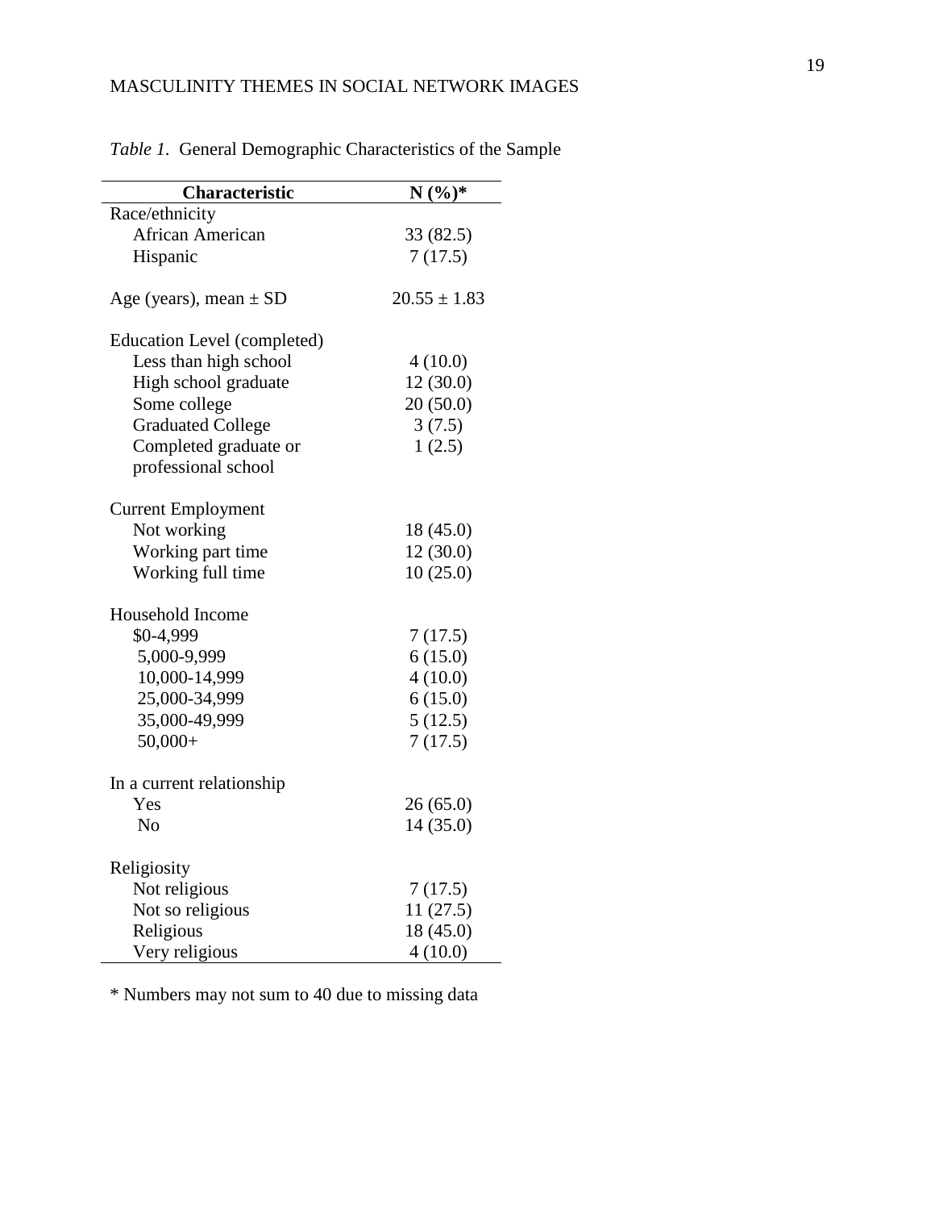*Table 1.* General Demographic Characteristics of the Sample

| **Characteristic** | **N (%)*** |
|---|---|
| Race/ethnicity | |
| African American | 33 (82.5) |
| Hispanic | 7 (17.5) |
| | |
| Age (years), mean ± SD | 20.55 ± 1.83 |
| | |
| Education Level (completed) | |
| Less than high school | 4 (10.0) |
| High school graduate | 12 (30.0) |
| Some college | 20 (50.0) |
| Graduated College | 3 (7.5) |
| Completed graduate or professional school | 1 (2.5) |
| | |
| Current Employment | |
| Not working | 18 (45.0) |
| Working part time | 12 (30.0) |
| Working full time | 10 (25.0) |
| | |
| Household Income | |
| $0-4,999 | 7 (17.5) |
| 5,000-9,999 | 6 (15.0) |
| 10,000-14,999 | 4 (10.0) |
| 25,000-34,999 | 6 (15.0) |
| 35,000-49,999 | 5 (12.5) |
| 50,000+ | 7 (17.5) |
| | |
| In a current relationship | |
| Yes | 26 (65.0) |
| No | 14 (35.0) |
| | |
| Religiosity | |
| Not religious | 7 (17.5) |
| Not so religious | 11 (27.5) |
| Religious | 18 (45.0) |
| Very religious | 4 (10.0) |

* Numbers may not sum to 40 due to missing data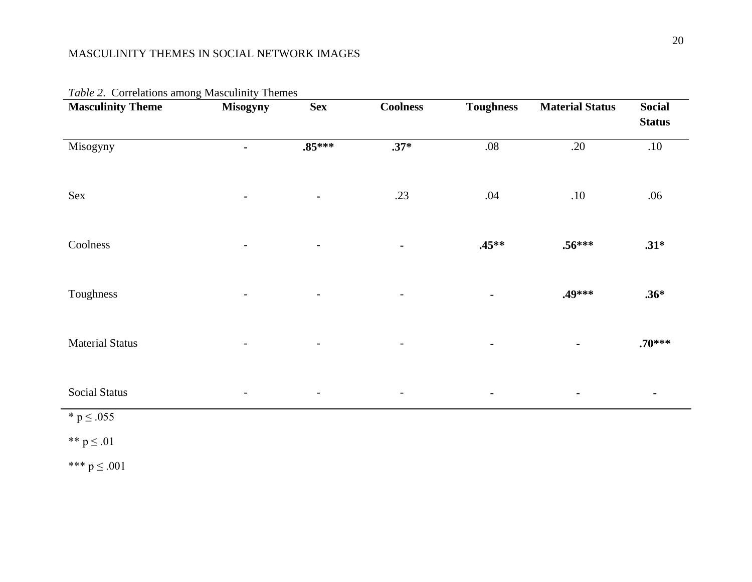*Table 2*. Correlations among Masculinity Themes

| Masculinity Theme | Misogyny | Sex | Coolness | Toughness | Material Status | Social Status |
|---|---|---|---|---|---|---|
| Misogyny | - | **.85*** | **.37*** | .08 | .20 | .10 |
| Sex | - | - | .23 | .04 | .10 | .06 |
| Coolness | - | - | - | **.45**** | **.56***** | **.31*** |
| Toughness | - | - | - | - | **.49***** | **.36*** |
| Material Status | - | - | - | - | - | **.70***** |
| Social Status | - | - | - | - | - | - |

\* $p \leq .055$

** $p \leq .01$

*** $p \leq .001$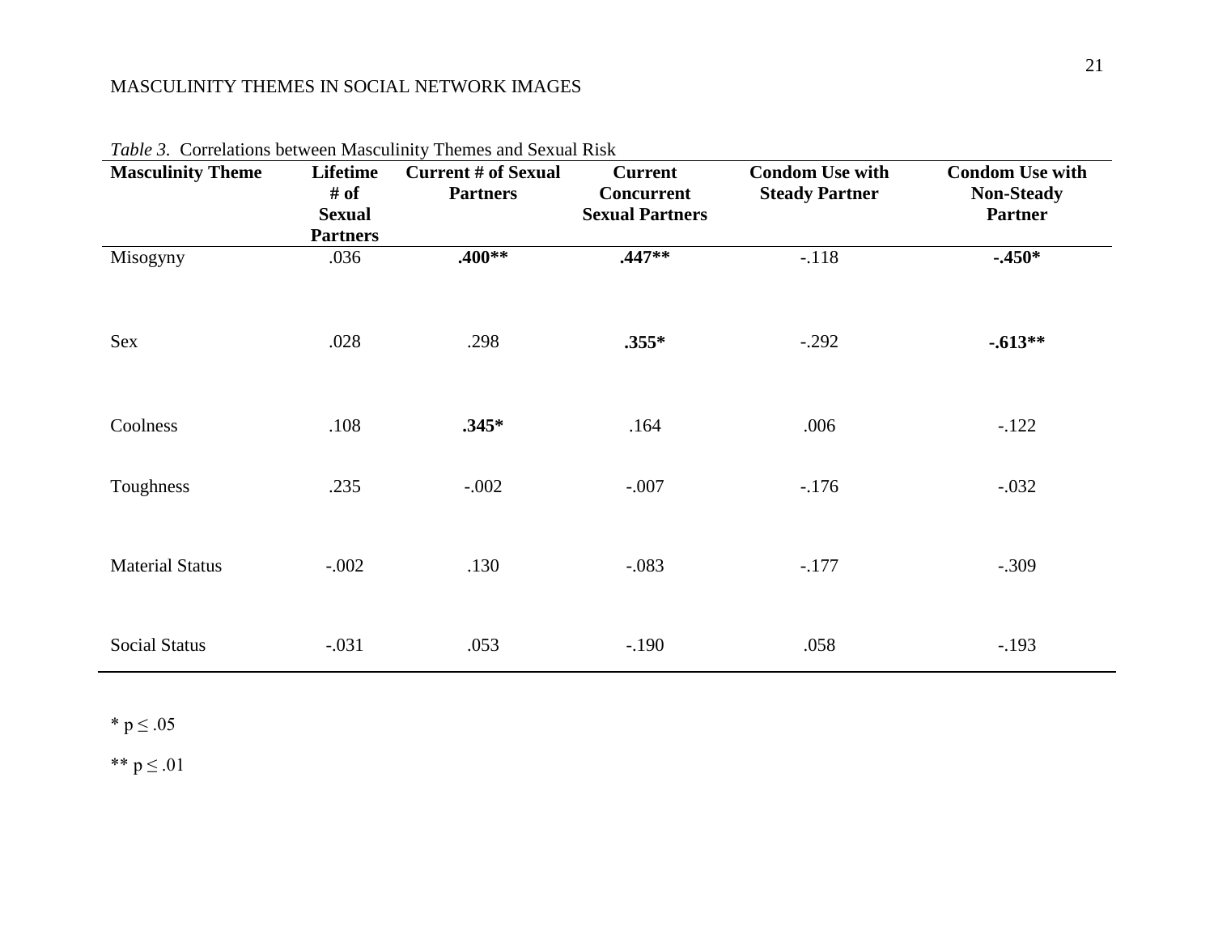*Table 3.* Correlations between Masculinity Themes and Sexual Risk

| Masculinity Theme | Lifetime # of Sexual Partners | Current # of Sexual Partners | Current Concurrent Sexual Partners | Condom Use with Steady Partner | Condom Use with Non-Steady Partner |
|---|---|---|---|---|---|
| Misogyny | .036 | **.400**** | **.447**** | -.118 | **-.450*** |
| Sex | .028 | .298 | **.355*** | -.292 | **-.613**** |
| Coolness | .108 | **.345*** | .164 | .006 | -.122 |
| Toughness | .235 | -.002 | -.007 | -.176 | -.032 |
| Material Status | -.002 | .130 | -.083 | -.177 | -.309 |
| Social Status | -.031 | .053 | -.190 | .058 | -.193 |

* $p \leq .05$

** $p \leq .01$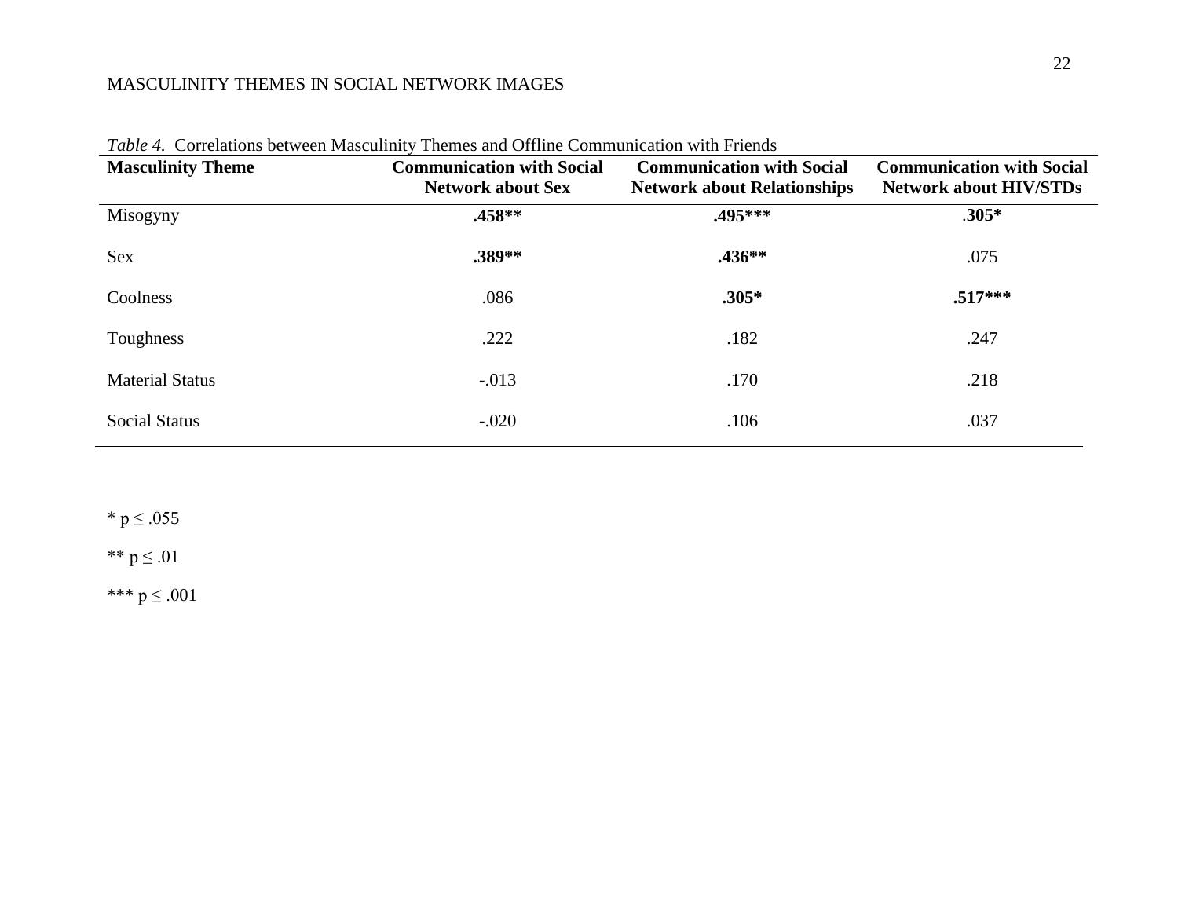*Table 4.* Correlations between Masculinity Themes and Offline Communication with Friends

| Masculinity Theme | Communication with Social Network about Sex | Communication with Social Network about Relationships | Communication with Social Network about HIV/STDs |
|---|---|---|---|
| Misogyny | **.458**** | **.495***** | **.305*** |
| Sex | **.389**** | **.436**** | .075 |
| Coolness | .086 | **.305*** | **.517***** |
| Toughness | .222 | .182 | .247 |
| Material Status | -.013 | .170 | .218 |
| Social Status | -.020 | .106 | .037 |

\* $p \leq .055$

\*\* $p \leq .01$

\*\*\* $p \leq .001$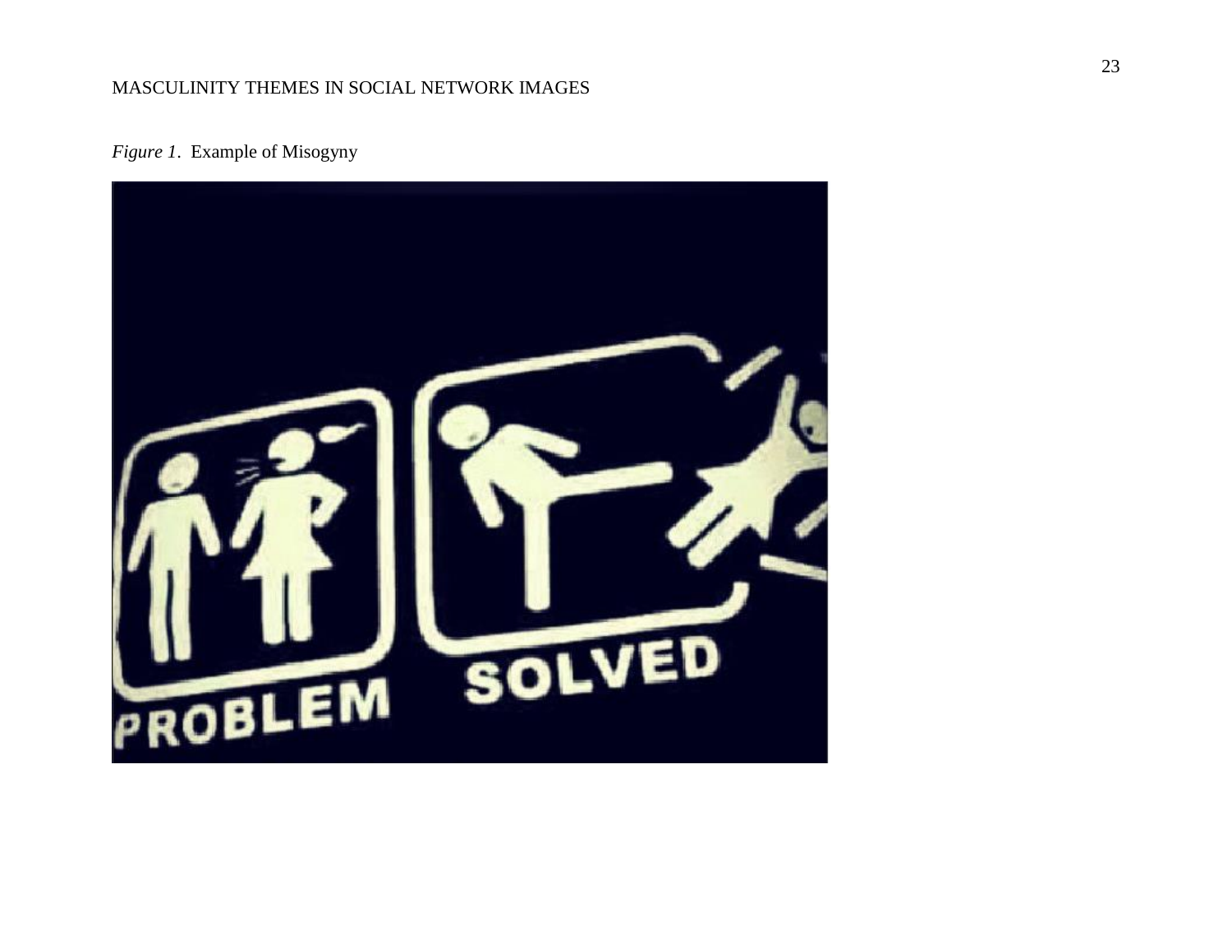*Figure 1*. Example of Misogyny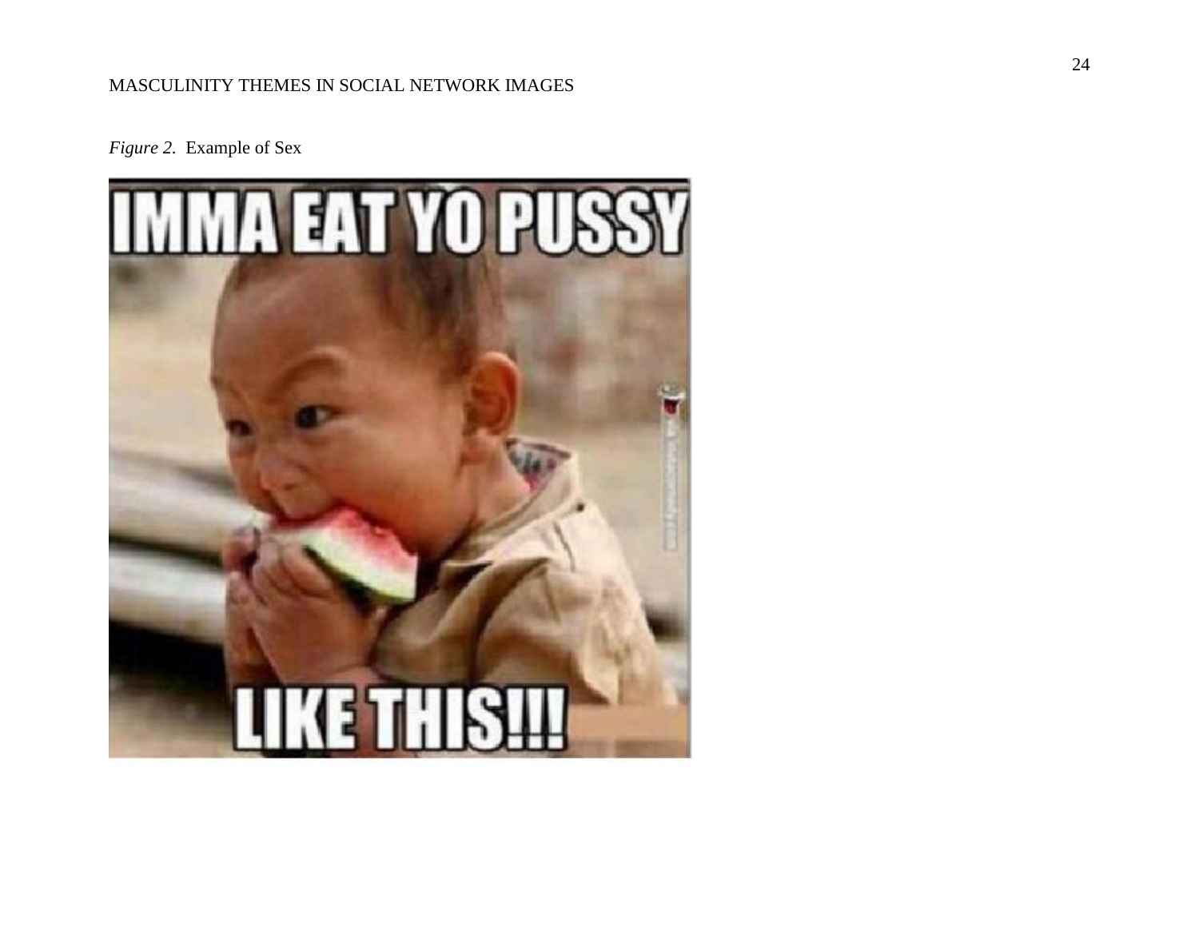*Figure 2.* Example of Sex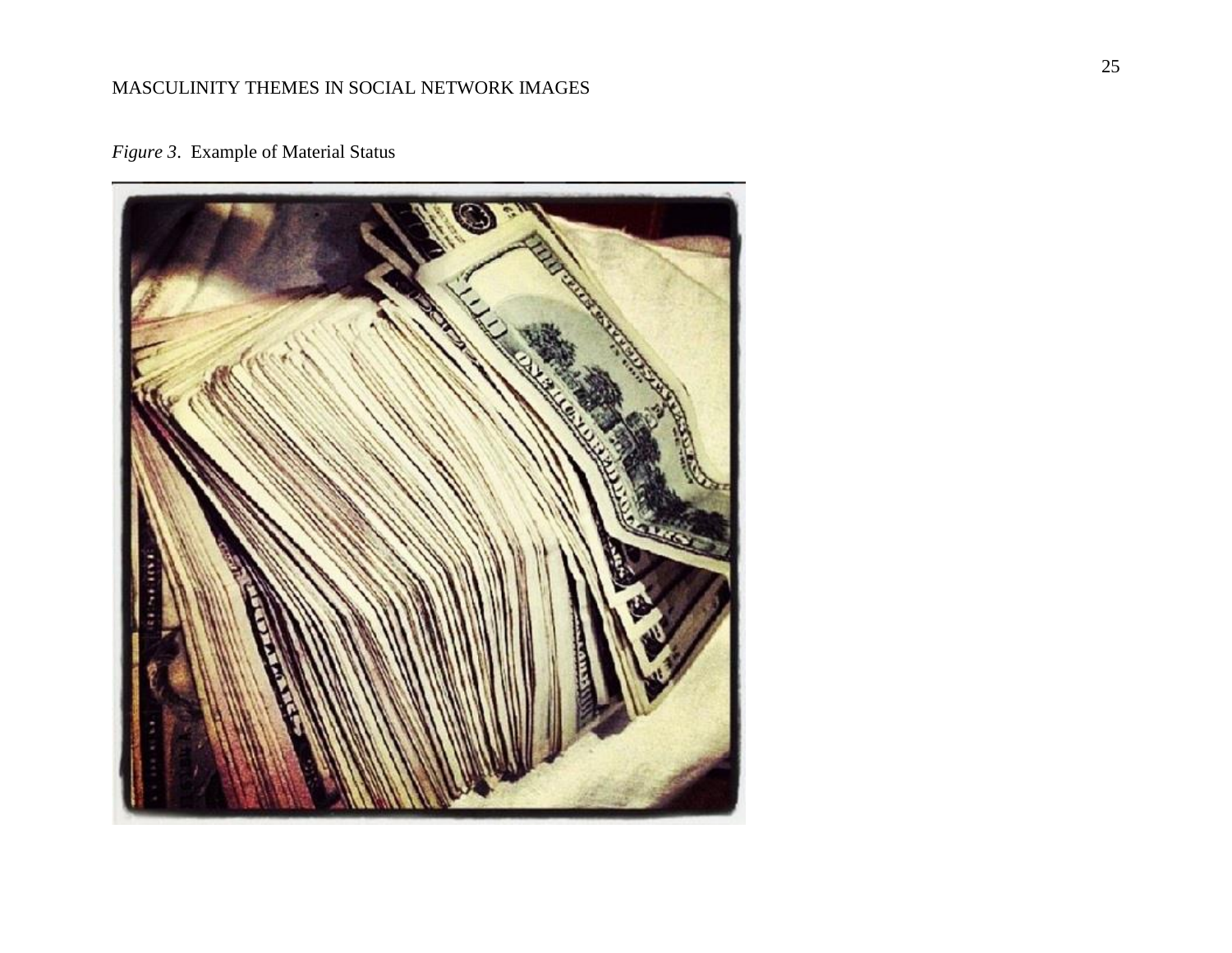*Figure 3*. Example of Material Status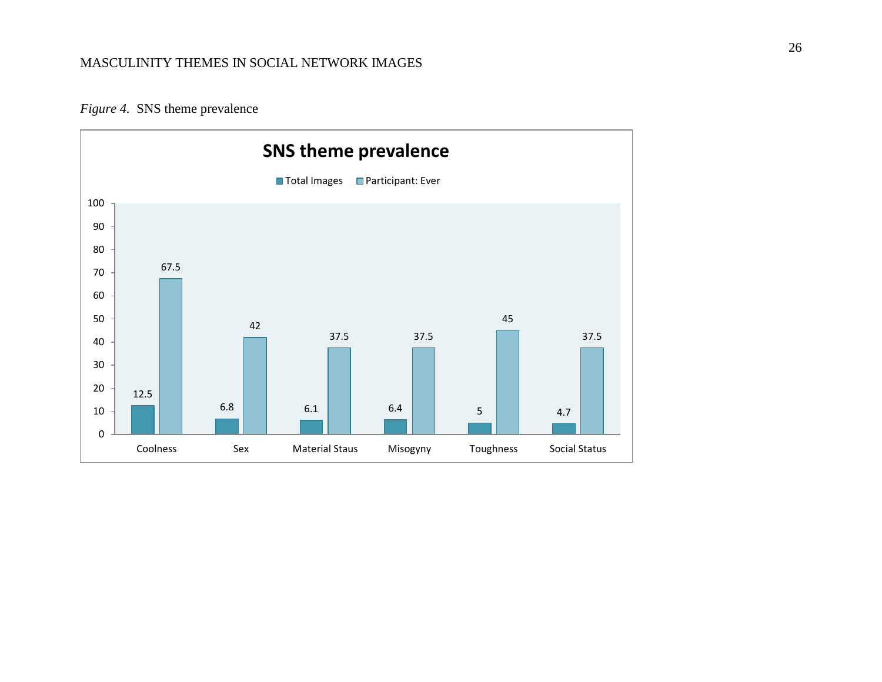*Figure 4.* SNS theme prevalence

SNS theme prevalence

Total Images
Participant: Ever

100
90
80
70
60
50
40
30
20
10
0

12.5
67.5
6.8
42
6.1
37.5
6.4
37.5
5
45
4.7
37.5

Coolness
Sex
Material Staus
Misogyny
Toughness
Social Status